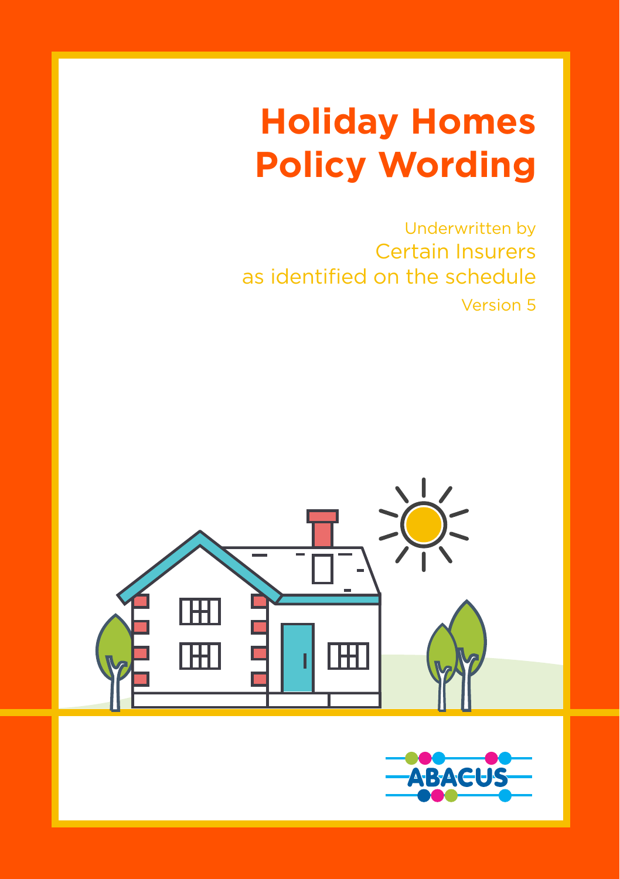# Holiday Homes Policy Wording

Underwritten by
Certain Insurers
as identified on the schedule
Version 5

ABACUS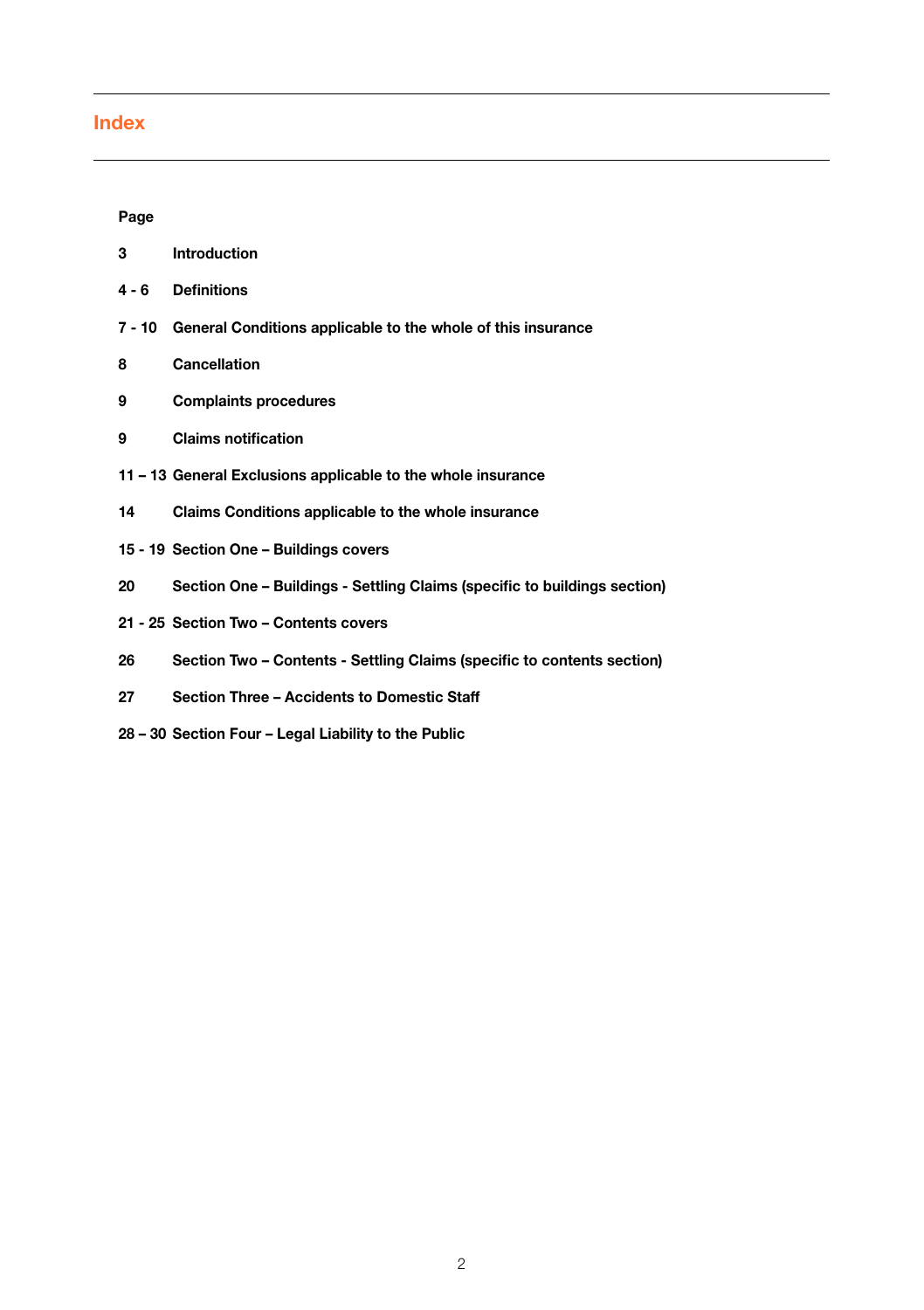# Index

| Page | |
|---|---|
| 3 | Introduction |
| 4 - 6 | Definitions |
| 7 - 10 | General Conditions applicable to the whole of this insurance |
| 8 | Cancellation |
| 9 | Complaints procedures |
| 9 | Claims notification |
| 11 – 13 | General Exclusions applicable to the whole insurance |
| 14 | Claims Conditions applicable to the whole insurance |
| 15 - 19 | Section One – Buildings covers |
| 20 | Section One – Buildings - Settling Claims (specific to buildings section) |
| 21 - 25 | Section Two – Contents covers |
| 26 | Section Two – Contents - Settling Claims (specific to contents section) |
| 27 | Section Three – Accidents to Domestic Staff |
| 28 – 30 | Section Four – Legal Liability to the Public |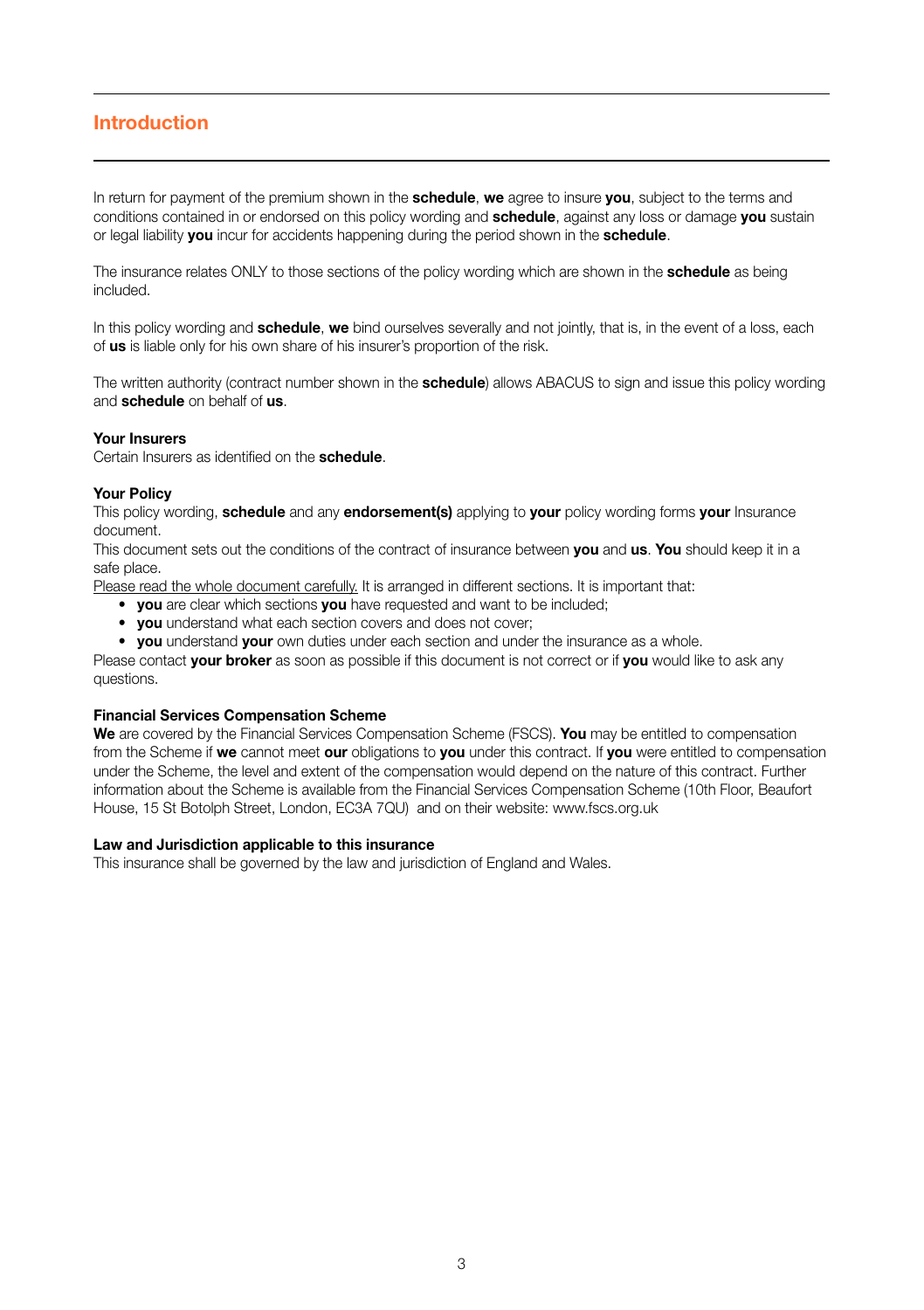# Introduction

In return for payment of the premium shown in the **schedule**, **we** agree to insure **you**, subject to the terms and conditions contained in or endorsed on this policy wording and **schedule**, against any loss or damage **you** sustain or legal liability **you** incur for accidents happening during the period shown in the **schedule**.

The insurance relates ONLY to those sections of the policy wording which are shown in the **schedule** as being included.

In this policy wording and **schedule**, **we** bind ourselves severally and not jointly, that is, in the event of a loss, each of **us** is liable only for his own share of his insurer's proportion of the risk.

The written authority (contract number shown in the **schedule**) allows ABACUS to sign and issue this policy wording and **schedule** on behalf of **us**.

**Your Insurers**
Certain Insurers as identified on the **schedule**.

**Your Policy**
This policy wording, **schedule** and any **endorsement(s)** applying to **your** policy wording forms **your** Insurance document.
This document sets out the conditions of the contract of insurance between **you** and **us**. **You** should keep it in a safe place.
Please read the whole document carefully. It is arranged in different sections. It is important that:

- **you** are clear which sections **you** have requested and want to be included;
- **you** understand what each section covers and does not cover;
- **you** understand **your** own duties under each section and under the insurance as a whole.

Please contact **your broker** as soon as possible if this document is not correct or if **you** would like to ask any questions.

**Financial Services Compensation Scheme**
**We** are covered by the Financial Services Compensation Scheme (FSCS). **You** may be entitled to compensation from the Scheme if **we** cannot meet **our** obligations to **you** under this contract. If **you** were entitled to compensation under the Scheme, the level and extent of the compensation would depend on the nature of this contract. Further information about the Scheme is available from the Financial Services Compensation Scheme (10th Floor, Beaufort House, 15 St Botolph Street, London, EC3A 7QU) and on their website: www.fscs.org.uk

**Law and Jurisdiction applicable to this insurance**
This insurance shall be governed by the law and jurisdiction of England and Wales.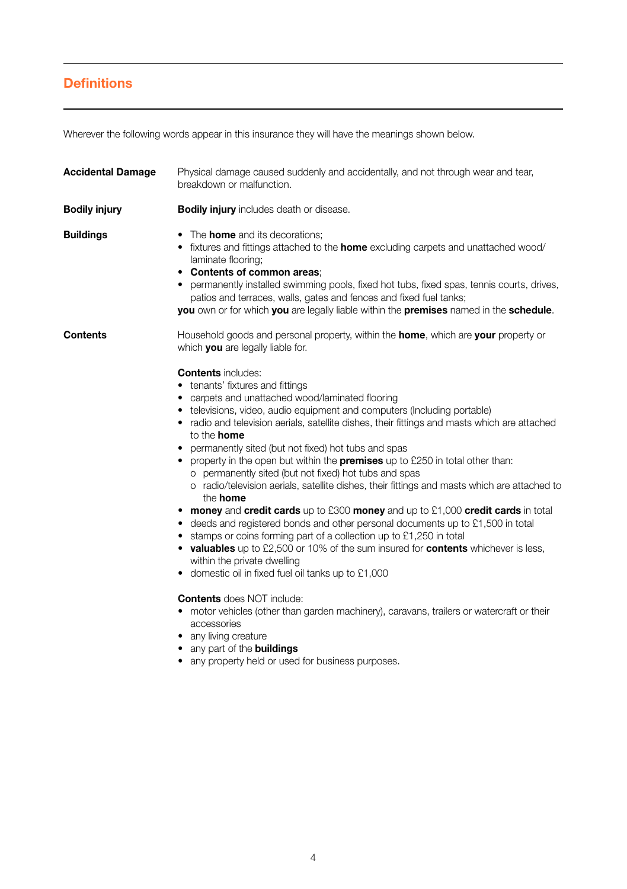## Definitions

Wherever the following words appear in this insurance they will have the meanings shown below.

**Accidental Damage**

Physical damage caused suddenly and accidentally, and not through wear and tear, breakdown or malfunction.

**Bodily injury**

**Bodily injury** includes death or disease.

**Buildings**

- The **home** and its decorations;
- fixtures and fittings attached to the **home** excluding carpets and unattached wood/laminate flooring;
- **Contents of common areas**;
- permanently installed swimming pools, fixed hot tubs, fixed spas, tennis courts, drives, patios and terraces, walls, gates and fences and fixed fuel tanks;

**you** own or for which **you** are legally liable within the **premises** named in the **schedule**.

**Contents**

Household goods and personal property, within the **home**, which are **your** property or which **you** are legally liable for.

**Contents** includes:

- tenants' fixtures and fittings
- carpets and unattached wood/laminated flooring
- televisions, video, audio equipment and computers (Including portable)
- radio and television aerials, satellite dishes, their fittings and masts which are attached to the **home**
- permanently sited (but not fixed) hot tubs and spas
- property in the open but within the **premises** up to £250 in total other than:
  - permanently sited (but not fixed) hot tubs and spas
  - radio/television aerials, satellite dishes, their fittings and masts which are attached to the **home**
- **money** and **credit cards** up to £300 **money** and up to £1,000 **credit cards** in total
- deeds and registered bonds and other personal documents up to £1,500 in total
- stamps or coins forming part of a collection up to £1,250 in total
- **valuables** up to £2,500 or 10% of the sum insured for **contents** whichever is less, within the private dwelling
- domestic oil in fixed fuel oil tanks up to £1,000

**Contents** does NOT include:

- motor vehicles (other than garden machinery), caravans, trailers or watercraft or their accessories
- any living creature
- any part of the **buildings**
- any property held or used for business purposes.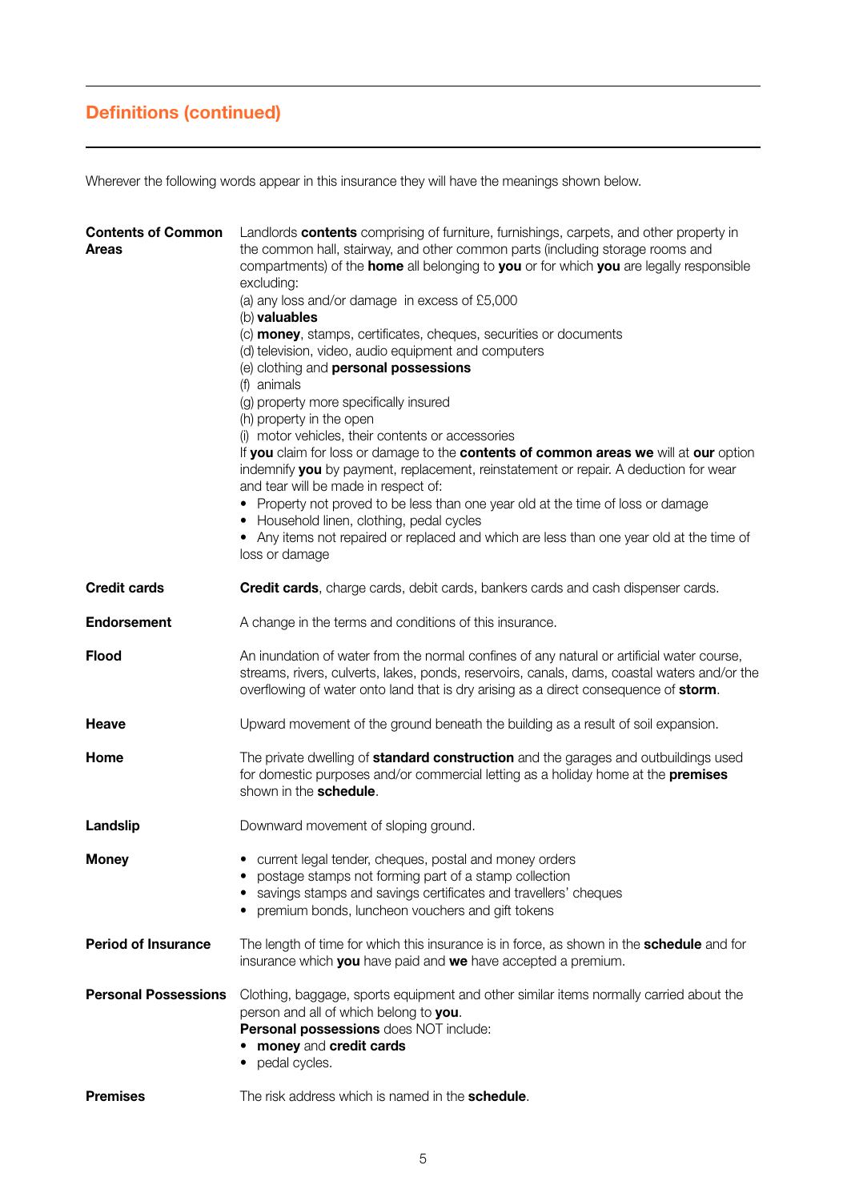## Definitions (continued)

Wherever the following words appear in this insurance they will have the meanings shown below.

**Contents of Common Areas**

Landlords **contents** comprising of furniture, furnishings, carpets, and other property in the common hall, stairway, and other common parts (including storage rooms and compartments) of the **home** all belonging to **you** or for which **you** are legally responsible excluding:

(a) any loss and/or damage in excess of £5,000
(b) **valuables**
(c) **money**, stamps, certificates, cheques, securities or documents
(d) television, video, audio equipment and computers
(e) clothing and **personal possessions**
(f) animals
(g) property more specifically insured
(h) property in the open
(i) motor vehicles, their contents or accessories

If **you** claim for loss or damage to the **contents of common areas we** will at **our** option indemnify **you** by payment, replacement, reinstatement or repair. A deduction for wear and tear will be made in respect of:

- Property not proved to be less than one year old at the time of loss or damage
- Household linen, clothing, pedal cycles
- Any items not repaired or replaced and which are less than one year old at the time of loss or damage

**Credit cards**

**Credit cards**, charge cards, debit cards, bankers cards and cash dispenser cards.

**Endorsement**

A change in the terms and conditions of this insurance.

**Flood**

An inundation of water from the normal confines of any natural or artificial water course, streams, rivers, culverts, lakes, ponds, reservoirs, canals, dams, coastal waters and/or the overflowing of water onto land that is dry arising as a direct consequence of **storm**.

**Heave**

Upward movement of the ground beneath the building as a result of soil expansion.

**Home**

The private dwelling of **standard construction** and the garages and outbuildings used for domestic purposes and/or commercial letting as a holiday home at the **premises** shown in the **schedule**.

**Landslip**

Downward movement of sloping ground.

**Money**

- current legal tender, cheques, postal and money orders
- postage stamps not forming part of a stamp collection
- savings stamps and savings certificates and travellers' cheques
- premium bonds, luncheon vouchers and gift tokens

**Period of Insurance**

The length of time for which this insurance is in force, as shown in the **schedule** and for insurance which **you** have paid and **we** have accepted a premium.

**Personal Possessions**

Clothing, baggage, sports equipment and other similar items normally carried about the person and all of which belong to **you**.
**Personal possessions** does NOT include:

- **money** and **credit cards**
- pedal cycles.

**Premises**

The risk address which is named in the **schedule**.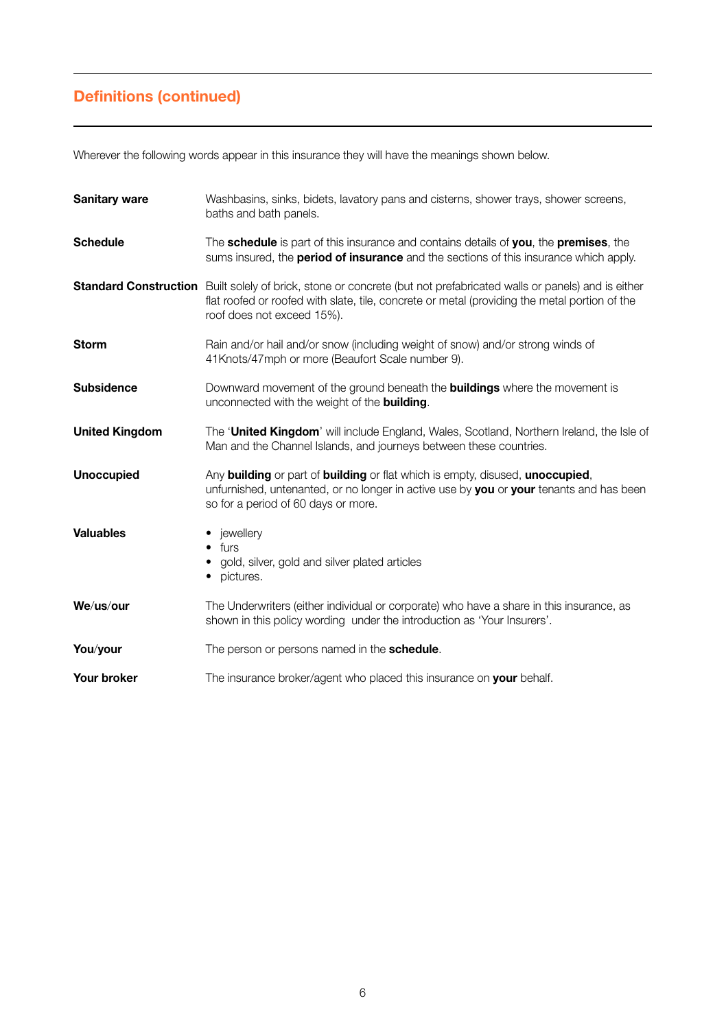## Definitions (continued)

Wherever the following words appear in this insurance they will have the meanings shown below.

**Sanitary ware**
Washbasins, sinks, bidets, lavatory pans and cisterns, shower trays, shower screens, baths and bath panels.

**Schedule**
The **schedule** is part of this insurance and contains details of **you**, the **premises**, the sums insured, the **period of insurance** and the sections of this insurance which apply.

**Standard Construction**
Built solely of brick, stone or concrete (but not prefabricated walls or panels) and is either flat roofed or roofed with slate, tile, concrete or metal (providing the metal portion of the roof does not exceed 15%).

**Storm**
Rain and/or hail and/or snow (including weight of snow) and/or strong winds of 41Knots/47mph or more (Beaufort Scale number 9).

**Subsidence**
Downward movement of the ground beneath the **buildings** where the movement is unconnected with the weight of the **building**.

**United Kingdom**
The '**United Kingdom**' will include England, Wales, Scotland, Northern Ireland, the Isle of Man and the Channel Islands, and journeys between these countries.

**Unoccupied**
Any **building** or part of **building** or flat which is empty, disused, **unoccupied**, unfurnished, untenanted, or no longer in active use by **you** or **your** tenants and has been so for a period of 60 days or more.

**Valuables**

- jewellery
- furs
- gold, silver, gold and silver plated articles
- pictures.

**We/us/our**
The Underwriters (either individual or corporate) who have a share in this insurance, as shown in this policy wording under the introduction as 'Your Insurers'.

**You/your**
The person or persons named in the **schedule**.

**Your broker**
The insurance broker/agent who placed this insurance on **your** behalf.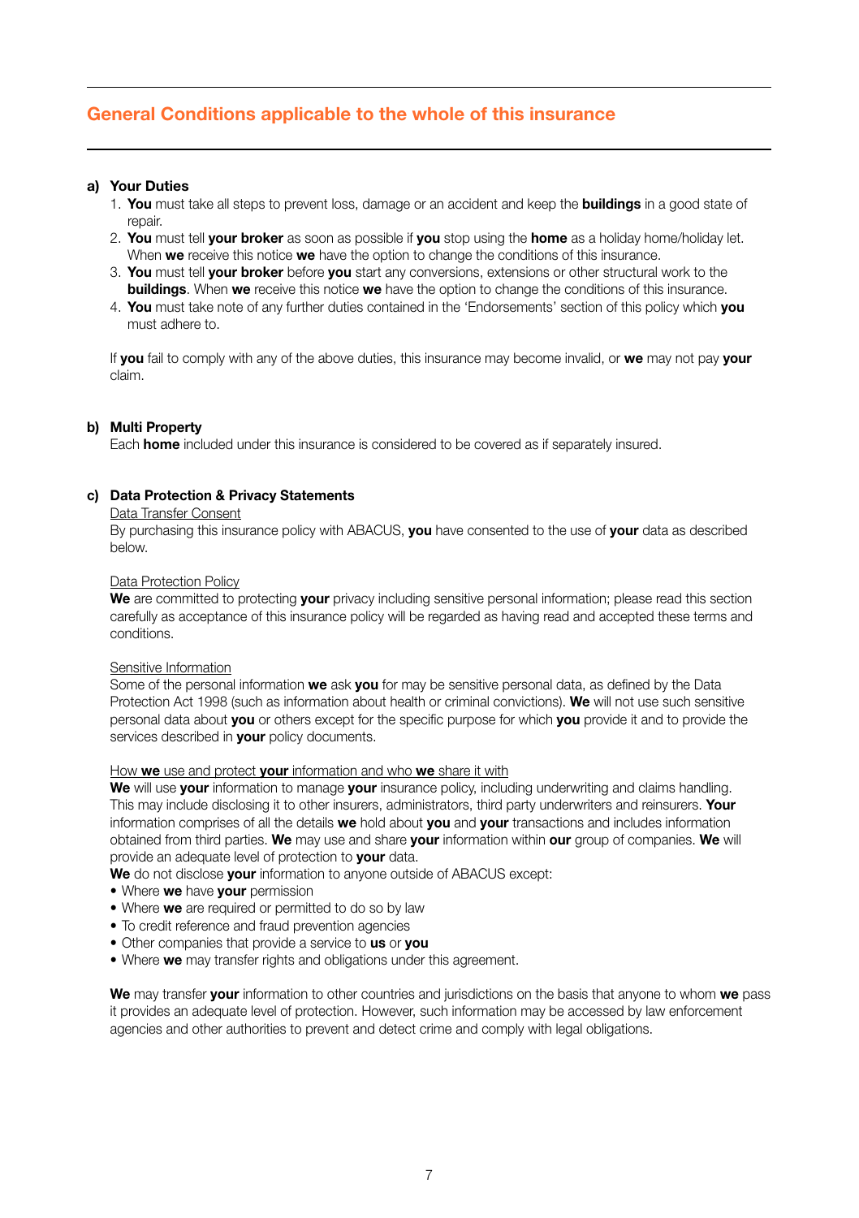## General Conditions applicable to the whole of this insurance

### a) Your Duties

1. **You** must take all steps to prevent loss, damage or an accident and keep the **buildings** in a good state of repair.
2. **You** must tell **your broker** as soon as possible if **you** stop using the **home** as a holiday home/holiday let. When **we** receive this notice **we** have the option to change the conditions of this insurance.
3. **You** must tell **your broker** before **you** start any conversions, extensions or other structural work to the **buildings**. When **we** receive this notice **we** have the option to change the conditions of this insurance.
4. **You** must take note of any further duties contained in the 'Endorsements' section of this policy which **you** must adhere to.

If **you** fail to comply with any of the above duties, this insurance may become invalid, or **we** may not pay **your** claim.

### b) Multi Property

Each **home** included under this insurance is considered to be covered as if separately insured.

### c) Data Protection & Privacy Statements

<u>Data Transfer Consent</u>

By purchasing this insurance policy with ABACUS, **you** have consented to the use of **your** data as described below.

<u>Data Protection Policy</u>

**We** are committed to protecting **your** privacy including sensitive personal information; please read this section carefully as acceptance of this insurance policy will be regarded as having read and accepted these terms and conditions.

<u>Sensitive Information</u>

Some of the personal information **we** ask **you** for may be sensitive personal data, as defined by the Data Protection Act 1998 (such as information about health or criminal convictions). **We** will not use such sensitive personal data about **you** or others except for the specific purpose for which **you** provide it and to provide the services described in **your** policy documents.

<u>How **we** use and protect **your** information and who **we** share it with</u>

**We** will use **your** information to manage **your** insurance policy, including underwriting and claims handling. This may include disclosing it to other insurers, administrators, third party underwriters and reinsurers. **Your** information comprises of all the details **we** hold about **you** and **your** transactions and includes information obtained from third parties. **We** may use and share **your** information within **our** group of companies. **We** will provide an adequate level of protection to **your** data.

**We** do not disclose **your** information to anyone outside of ABACUS except:

- Where **we** have **your** permission
- Where **we** are required or permitted to do so by law
- To credit reference and fraud prevention agencies
- Other companies that provide a service to **us** or **you**
- Where **we** may transfer rights and obligations under this agreement.

**We** may transfer **your** information to other countries and jurisdictions on the basis that anyone to whom **we** pass it provides an adequate level of protection. However, such information may be accessed by law enforcement agencies and other authorities to prevent and detect crime and comply with legal obligations.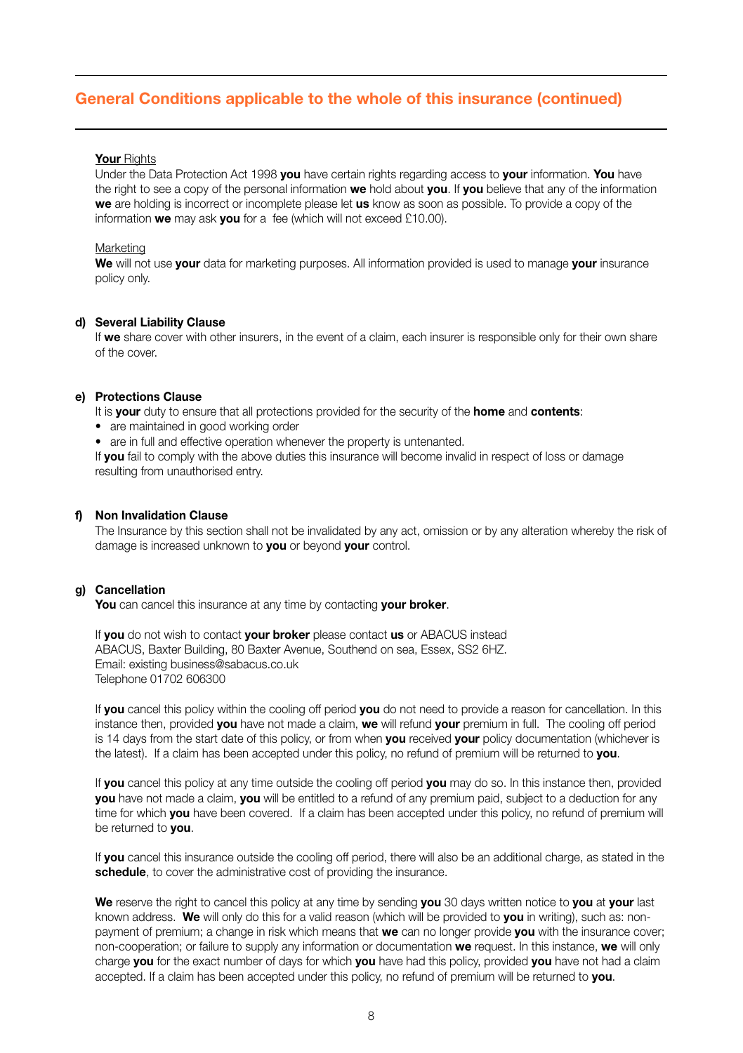## General Conditions applicable to the whole of this insurance (continued)

**Your** Rights

Under the Data Protection Act 1998 **you** have certain rights regarding access to **your** information. **You** have the right to see a copy of the personal information **we** hold about **you**. If **you** believe that any of the information **we** are holding is incorrect or incomplete please let **us** know as soon as possible. To provide a copy of the information **we** may ask **you** for a fee (which will not exceed £10.00).

Marketing

**We** will not use **your** data for marketing purposes. All information provided is used to manage **your** insurance policy only.

**d) Several Liability Clause**

If **we** share cover with other insurers, in the event of a claim, each insurer is responsible only for their own share of the cover.

**e) Protections Clause**

It is **your** duty to ensure that all protections provided for the security of the **home** and **contents**:

- are maintained in good working order
- are in full and effective operation whenever the property is untenanted.

If **you** fail to comply with the above duties this insurance will become invalid in respect of loss or damage resulting from unauthorised entry.

**f) Non Invalidation Clause**

The Insurance by this section shall not be invalidated by any act, omission or by any alteration whereby the risk of damage is increased unknown to **you** or beyond **your** control.

**g) Cancellation**

**You** can cancel this insurance at any time by contacting **your broker**.

If **you** do not wish to contact **your broker** please contact **us** or ABACUS instead
ABACUS, Baxter Building, 80 Baxter Avenue, Southend on sea, Essex, SS2 6HZ.
Email: existing business@sabacus.co.uk
Telephone 01702 606300

If **you** cancel this policy within the cooling off period **you** do not need to provide a reason for cancellation. In this instance then, provided **you** have not made a claim, **we** will refund **your** premium in full. The cooling off period is 14 days from the start date of this policy, or from when **you** received **your** policy documentation (whichever is the latest). If a claim has been accepted under this policy, no refund of premium will be returned to **you**.

If **you** cancel this policy at any time outside the cooling off period **you** may do so. In this instance then, provided **you** have not made a claim, **you** will be entitled to a refund of any premium paid, subject to a deduction for any time for which **you** have been covered. If a claim has been accepted under this policy, no refund of premium will be returned to **you**.

If **you** cancel this insurance outside the cooling off period, there will also be an additional charge, as stated in the **schedule**, to cover the administrative cost of providing the insurance.

**We** reserve the right to cancel this policy at any time by sending **you** 30 days written notice to **you** at **your** last known address. **We** will only do this for a valid reason (which will be provided to **you** in writing), such as: non-payment of premium; a change in risk which means that **we** can no longer provide **you** with the insurance cover; non-cooperation; or failure to supply any information or documentation **we** request. In this instance, **we** will only charge **you** for the exact number of days for which **you** have had this policy, provided **you** have not had a claim accepted. If a claim has been accepted under this policy, no refund of premium will be returned to **you**.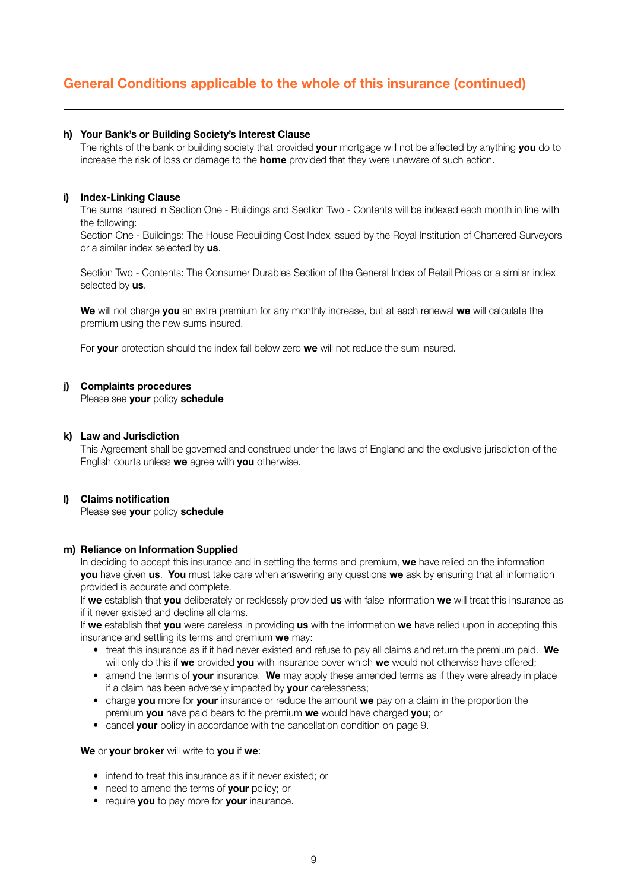## General Conditions applicable to the whole of this insurance (continued)

**h) Your Bank's or Building Society's Interest Clause**

The rights of the bank or building society that provided **your** mortgage will not be affected by anything **you** do to increase the risk of loss or damage to the **home** provided that they were unaware of such action.

**i) Index-Linking Clause**

The sums insured in Section One - Buildings and Section Two - Contents will be indexed each month in line with the following:

Section One - Buildings: The House Rebuilding Cost Index issued by the Royal Institution of Chartered Surveyors or a similar index selected by **us**.

Section Two - Contents: The Consumer Durables Section of the General Index of Retail Prices or a similar index selected by **us**.

**We** will not charge **you** an extra premium for any monthly increase, but at each renewal **we** will calculate the premium using the new sums insured.

For **your** protection should the index fall below zero **we** will not reduce the sum insured.

**j) Complaints procedures**

Please see **your** policy **schedule**

**k) Law and Jurisdiction**

This Agreement shall be governed and construed under the laws of England and the exclusive jurisdiction of the English courts unless **we** agree with **you** otherwise.

**l) Claims notification**

Please see **your** policy **schedule**

**m) Reliance on Information Supplied**

In deciding to accept this insurance and in settling the terms and premium, **we** have relied on the information **you** have given **us**. **You** must take care when answering any questions **we** ask by ensuring that all information provided is accurate and complete.

If **we** establish that **you** deliberately or recklessly provided **us** with false information **we** will treat this insurance as if it never existed and decline all claims.

If **we** establish that **you** were careless in providing **us** with the information **we** have relied upon in accepting this insurance and settling its terms and premium **we** may:

- treat this insurance as if it had never existed and refuse to pay all claims and return the premium paid. **We** will only do this if **we** provided **you** with insurance cover which **we** would not otherwise have offered;
- amend the terms of **your** insurance. **We** may apply these amended terms as if they were already in place if a claim has been adversely impacted by **your** carelessness;
- charge **you** more for **your** insurance or reduce the amount **we** pay on a claim in the proportion the premium **you** have paid bears to the premium **we** would have charged **you**; or
- cancel **your** policy in accordance with the cancellation condition on page 9.

**We** or **your broker** will write to **you** if **we**:

- intend to treat this insurance as if it never existed; or
- need to amend the terms of **your** policy; or
- require **you** to pay more for **your** insurance.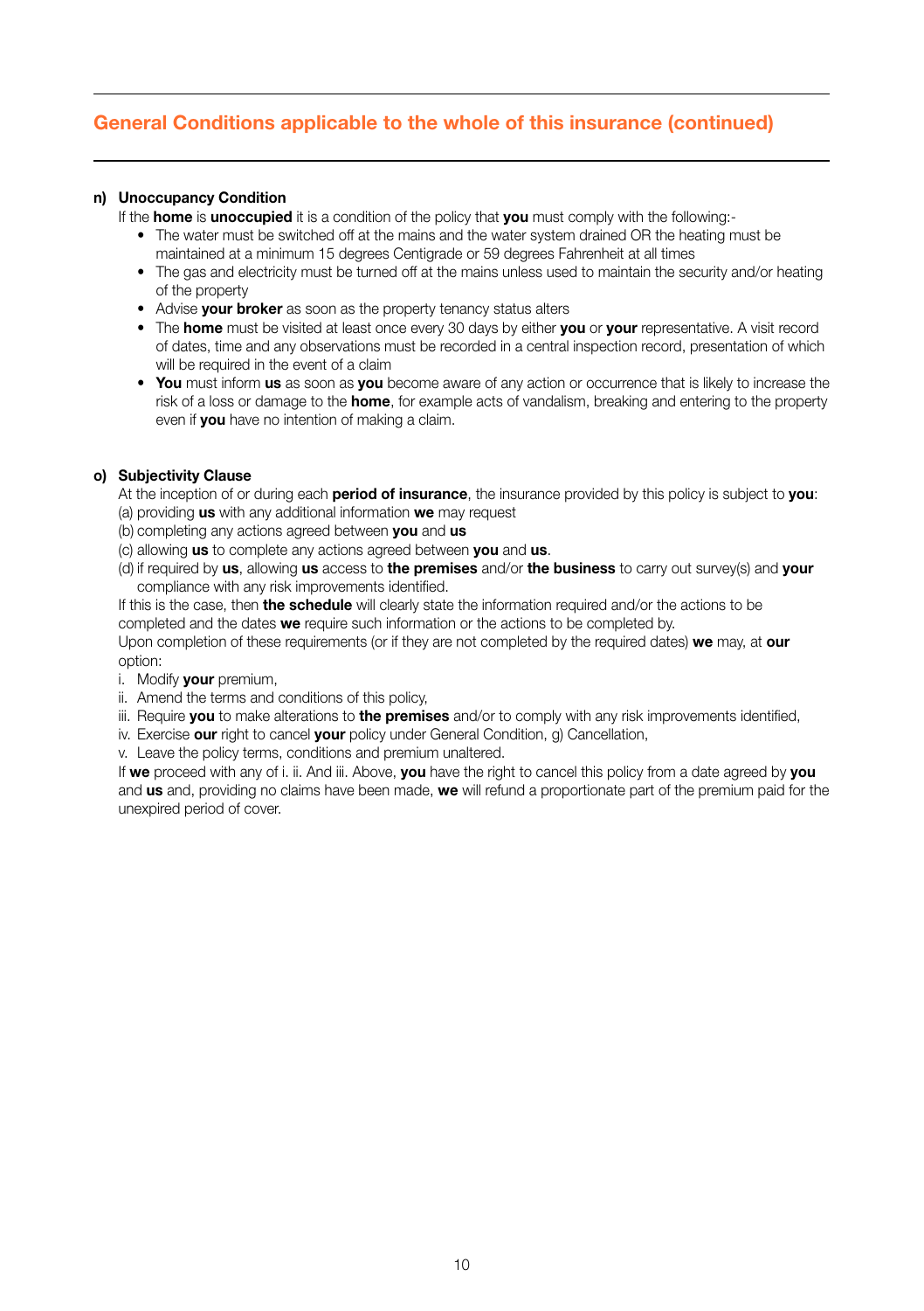## General Conditions applicable to the whole of this insurance (continued)

**n) Unoccupancy Condition**

If the **home** is **unoccupied** it is a condition of the policy that **you** must comply with the following:-

- The water must be switched off at the mains and the water system drained OR the heating must be maintained at a minimum 15 degrees Centigrade or 59 degrees Fahrenheit at all times
- The gas and electricity must be turned off at the mains unless used to maintain the security and/or heating of the property
- Advise **your broker** as soon as the property tenancy status alters
- The **home** must be visited at least once every 30 days by either **you** or **your** representative. A visit record of dates, time and any observations must be recorded in a central inspection record, presentation of which will be required in the event of a claim
- **You** must inform **us** as soon as **you** become aware of any action or occurrence that is likely to increase the risk of a loss or damage to the **home**, for example acts of vandalism, breaking and entering to the property even if **you** have no intention of making a claim.

**o) Subjectivity Clause**

At the inception of or during each **period of insurance**, the insurance provided by this policy is subject to **you**:

(a) providing **us** with any additional information **we** may request
(b) completing any actions agreed between **you** and **us**
(c) allowing **us** to complete any actions agreed between **you** and **us**.
(d) if required by **us**, allowing **us** access to **the premises** and/or **the business** to carry out survey(s) and **your** compliance with any risk improvements identified.

If this is the case, then **the schedule** will clearly state the information required and/or the actions to be completed and the dates **we** require such information or the actions to be completed by.

Upon completion of these requirements (or if they are not completed by the required dates) **we** may, at **our** option:

i. Modify **your** premium,
ii. Amend the terms and conditions of this policy,
iii. Require **you** to make alterations to **the premises** and/or to comply with any risk improvements identified,
iv. Exercise **our** right to cancel **your** policy under General Condition, g) Cancellation,
v. Leave the policy terms, conditions and premium unaltered.

If **we** proceed with any of i. ii. And iii. Above, **you** have the right to cancel this policy from a date agreed by **you** and **us** and, providing no claims have been made, **we** will refund a proportionate part of the premium paid for the unexpired period of cover.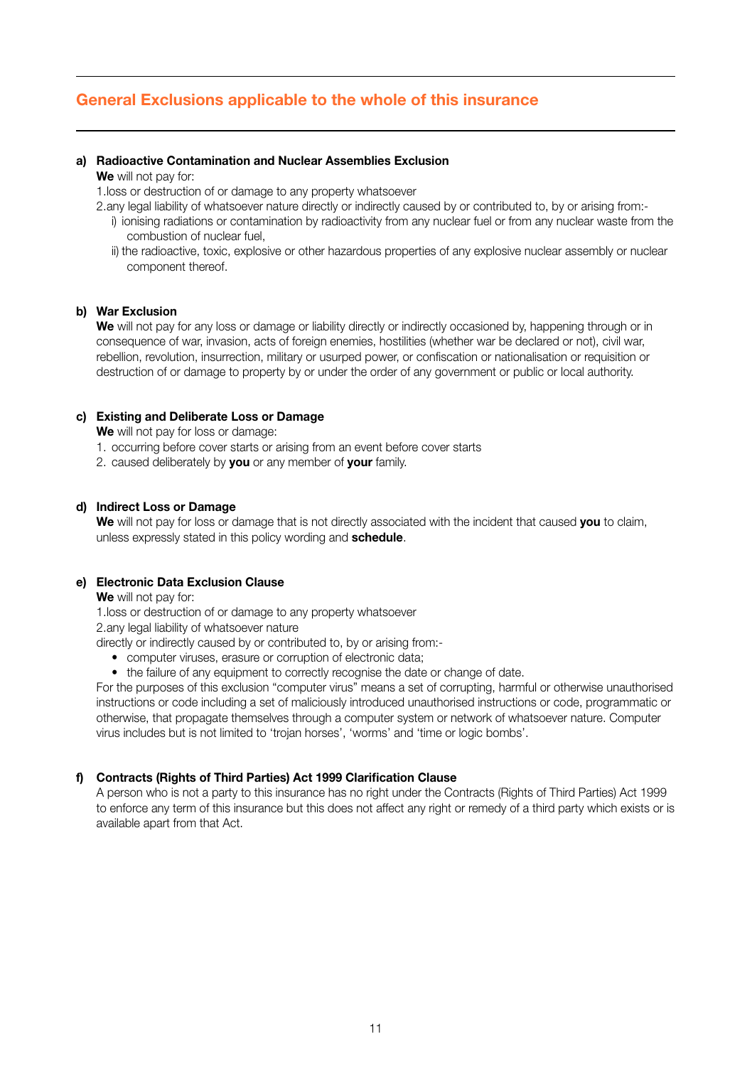## General Exclusions applicable to the whole of this insurance

**a) Radioactive Contamination and Nuclear Assemblies Exclusion**

**We** will not pay for:

1.loss or destruction of or damage to any property whatsoever

2.any legal liability of whatsoever nature directly or indirectly caused by or contributed to, by or arising from:-

i) ionising radiations or contamination by radioactivity from any nuclear fuel or from any nuclear waste from the combustion of nuclear fuel,

ii) the radioactive, toxic, explosive or other hazardous properties of any explosive nuclear assembly or nuclear component thereof.

**b) War Exclusion**

**We** will not pay for any loss or damage or liability directly or indirectly occasioned by, happening through or in consequence of war, invasion, acts of foreign enemies, hostilities (whether war be declared or not), civil war, rebellion, revolution, insurrection, military or usurped power, or confiscation or nationalisation or requisition or destruction of or damage to property by or under the order of any government or public or local authority.

**c) Existing and Deliberate Loss or Damage**

**We** will not pay for loss or damage:

1. occurring before cover starts or arising from an event before cover starts
2. caused deliberately by **you** or any member of **your** family.

**d) Indirect Loss or Damage**

**We** will not pay for loss or damage that is not directly associated with the incident that caused **you** to claim, unless expressly stated in this policy wording and **schedule**.

**e) Electronic Data Exclusion Clause**

**We** will not pay for:

1.loss or destruction of or damage to any property whatsoever

2.any legal liability of whatsoever nature

directly or indirectly caused by or contributed to, by or arising from:-

- computer viruses, erasure or corruption of electronic data;
- the failure of any equipment to correctly recognise the date or change of date.

For the purposes of this exclusion "computer virus" means a set of corrupting, harmful or otherwise unauthorised instructions or code including a set of maliciously introduced unauthorised instructions or code, programmatic or otherwise, that propagate themselves through a computer system or network of whatsoever nature. Computer virus includes but is not limited to 'trojan horses', 'worms' and 'time or logic bombs'.

**f) Contracts (Rights of Third Parties) Act 1999 Clarification Clause**

A person who is not a party to this insurance has no right under the Contracts (Rights of Third Parties) Act 1999 to enforce any term of this insurance but this does not affect any right or remedy of a third party which exists or is available apart from that Act.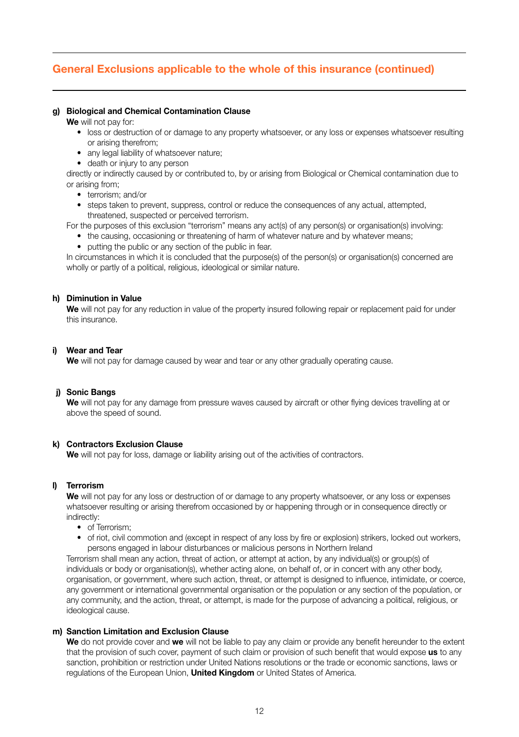## General Exclusions applicable to the whole of this insurance (continued)

**g) Biological and Chemical Contamination Clause**

**We** will not pay for:

- loss or destruction of or damage to any property whatsoever, or any loss or expenses whatsoever resulting or arising therefrom;
- any legal liability of whatsoever nature;
- death or injury to any person

directly or indirectly caused by or contributed to, by or arising from Biological or Chemical contamination due to or arising from;

- terrorism; and/or
- steps taken to prevent, suppress, control or reduce the consequences of any actual, attempted, threatened, suspected or perceived terrorism.

For the purposes of this exclusion "terrorism" means any act(s) of any person(s) or organisation(s) involving:

- the causing, occasioning or threatening of harm of whatever nature and by whatever means;
- putting the public or any section of the public in fear.

In circumstances in which it is concluded that the purpose(s) of the person(s) or organisation(s) concerned are wholly or partly of a political, religious, ideological or similar nature.

**h) Diminution in Value**

**We** will not pay for any reduction in value of the property insured following repair or replacement paid for under this insurance.

**i) Wear and Tear**

**We** will not pay for damage caused by wear and tear or any other gradually operating cause.

**j) Sonic Bangs**

**We** will not pay for any damage from pressure waves caused by aircraft or other flying devices travelling at or above the speed of sound.

**k) Contractors Exclusion Clause**

**We** will not pay for loss, damage or liability arising out of the activities of contractors.

**l) Terrorism**

**We** will not pay for any loss or destruction of or damage to any property whatsoever, or any loss or expenses whatsoever resulting or arising therefrom occasioned by or happening through or in consequence directly or indirectly:

- of Terrorism;
- of riot, civil commotion and (except in respect of any loss by fire or explosion) strikers, locked out workers, persons engaged in labour disturbances or malicious persons in Northern Ireland

Terrorism shall mean any action, threat of action, or attempt at action, by any individual(s) or group(s) of individuals or body or organisation(s), whether acting alone, on behalf of, or in concert with any other body, organisation, or government, where such action, threat, or attempt is designed to influence, intimidate, or coerce, any government or international governmental organisation or the population or any section of the population, or any community, and the action, threat, or attempt, is made for the purpose of advancing a political, religious, or ideological cause.

**m) Sanction Limitation and Exclusion Clause**

**We** do not provide cover and **we** will not be liable to pay any claim or provide any benefit hereunder to the extent that the provision of such cover, payment of such claim or provision of such benefit that would expose **us** to any sanction, prohibition or restriction under United Nations resolutions or the trade or economic sanctions, laws or regulations of the European Union, **United Kingdom** or United States of America.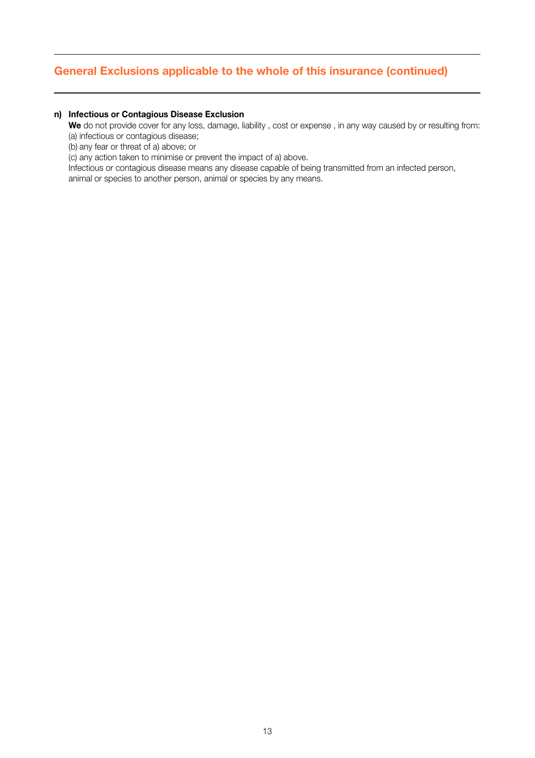## General Exclusions applicable to the whole of this insurance (continued)

**n) Infectious or Contagious Disease Exclusion**

**We** do not provide cover for any loss, damage, liability , cost or expense , in any way caused by or resulting from:

(a) infectious or contagious disease;

(b) any fear or threat of a) above; or

(c) any action taken to minimise or prevent the impact of a) above.

Infectious or contagious disease means any disease capable of being transmitted from an infected person, animal or species to another person, animal or species by any means.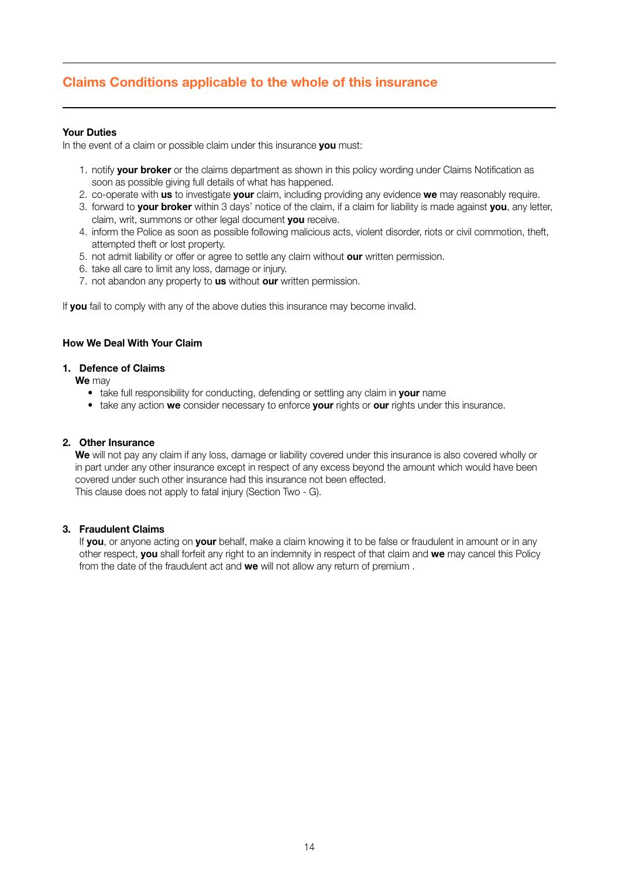## Claims Conditions applicable to the whole of this insurance

**Your Duties**

In the event of a claim or possible claim under this insurance **you** must:

1. notify **your broker** or the claims department as shown in this policy wording under Claims Notification as soon as possible giving full details of what has happened.
2. co-operate with **us** to investigate **your** claim, including providing any evidence **we** may reasonably require.
3. forward to **your broker** within 3 days' notice of the claim, if a claim for liability is made against **you**, any letter, claim, writ, summons or other legal document **you** receive.
4. inform the Police as soon as possible following malicious acts, violent disorder, riots or civil commotion, theft, attempted theft or lost property.
5. not admit liability or offer or agree to settle any claim without **our** written permission.
6. take all care to limit any loss, damage or injury.
7. not abandon any property to **us** without **our** written permission.

If **you** fail to comply with any of the above duties this insurance may become invalid.

**How We Deal With Your Claim**

**1. Defence of Claims**

**We** may

- take full responsibility for conducting, defending or settling any claim in **your** name
- take any action **we** consider necessary to enforce **your** rights or **our** rights under this insurance.

**2. Other Insurance**

**We** will not pay any claim if any loss, damage or liability covered under this insurance is also covered wholly or in part under any other insurance except in respect of any excess beyond the amount which would have been covered under such other insurance had this insurance not been effected.

This clause does not apply to fatal injury (Section Two - G).

**3. Fraudulent Claims**

If **you**, or anyone acting on **your** behalf, make a claim knowing it to be false or fraudulent in amount or in any other respect, **you** shall forfeit any right to an indemnity in respect of that claim and **we** may cancel this Policy from the date of the fraudulent act and **we** will not allow any return of premium .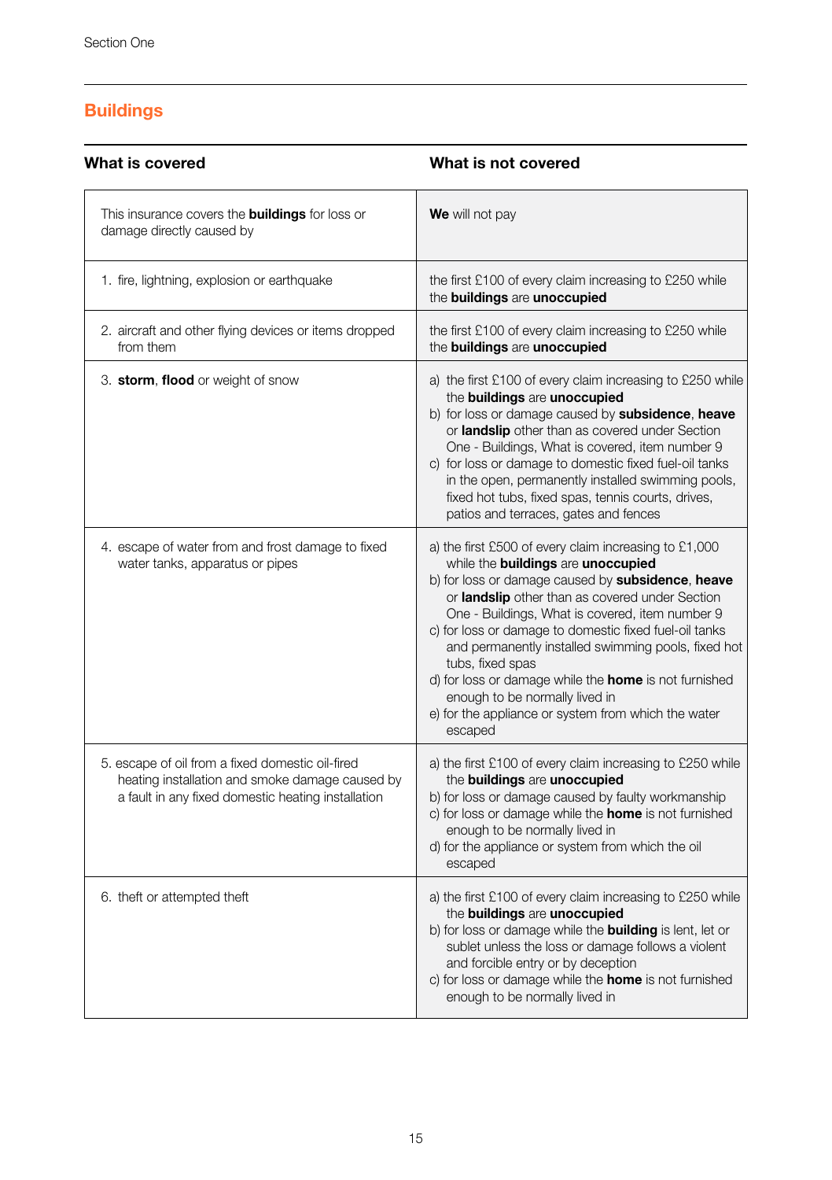Section One

## Buildings

| What is covered | What is not covered |
| --- | --- |
| This insurance covers the **buildings** for loss or damage directly caused by | **We** will not pay |
| 1. fire, lightning, explosion or earthquake | the first £100 of every claim increasing to £250 while the **buildings** are **unoccupied** |
| 2. aircraft and other flying devices or items dropped from them | the first £100 of every claim increasing to £250 while the **buildings** are **unoccupied** |
| 3. **storm**, **flood** or weight of snow | a) the first £100 of every claim increasing to £250 while the **buildings** are **unoccupied**<br>b) for loss or damage caused by **subsidence**, **heave** or **landslip** other than as covered under Section One - Buildings, What is covered, item number 9<br>c) for loss or damage to domestic fixed fuel-oil tanks in the open, permanently installed swimming pools, fixed hot tubs, fixed spas, tennis courts, drives, patios and terraces, gates and fences |
| 4. escape of water from and frost damage to fixed water tanks, apparatus or pipes | a) the first £500 of every claim increasing to £1,000 while the **buildings** are **unoccupied**<br>b) for loss or damage caused by **subsidence**, **heave** or **landslip** other than as covered under Section One - Buildings, What is covered, item number 9<br>c) for loss or damage to domestic fixed fuel-oil tanks and permanently installed swimming pools, fixed hot tubs, fixed spas<br>d) for loss or damage while the **home** is not furnished enough to be normally lived in<br>e) for the appliance or system from which the water escaped |
| 5. escape of oil from a fixed domestic oil-fired heating installation and smoke damage caused by a fault in any fixed domestic heating installation | a) the first £100 of every claim increasing to £250 while the **buildings** are **unoccupied**<br>b) for loss or damage caused by faulty workmanship<br>c) for loss or damage while the **home** is not furnished enough to be normally lived in<br>d) for the appliance or system from which the oil escaped |
| 6. theft or attempted theft | a) the first £100 of every claim increasing to £250 while the **buildings** are **unoccupied**<br>b) for loss or damage while the **building** is lent, let or sublet unless the loss or damage follows a violent and forcible entry or by deception<br>c) for loss or damage while the **home** is not furnished enough to be normally lived in |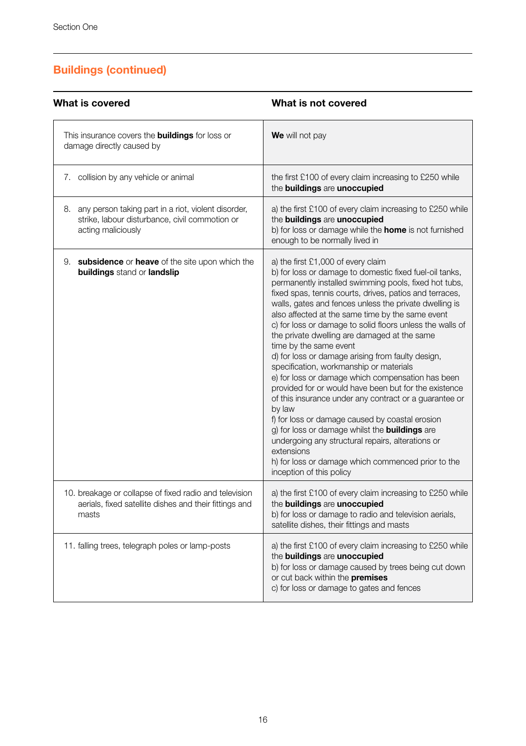## Buildings (continued)

| What is covered | What is not covered |
|---|---|
| This insurance covers the **buildings** for loss or damage directly caused by | **We** will not pay |
| 7. collision by any vehicle or animal | the first £100 of every claim increasing to £250 while the **buildings** are **unoccupied** |
| 8. any person taking part in a riot, violent disorder, strike, labour disturbance, civil commotion or acting maliciously | a) the first £100 of every claim increasing to £250 while the **buildings** are **unoccupied**<br>b) for loss or damage while the **home** is not furnished enough to be normally lived in |
| 9. **subsidence** or **heave** of the site upon which the **buildings** stand or **landslip** | a) the first £1,000 of every claim<br>b) for loss or damage to domestic fixed fuel-oil tanks, permanently installed swimming pools, fixed hot tubs, fixed spas, tennis courts, drives, patios and terraces, walls, gates and fences unless the private dwelling is also affected at the same time by the same event<br>c) for loss or damage to solid floors unless the walls of the private dwelling are damaged at the same time by the same event<br>d) for loss or damage arising from faulty design, specification, workmanship or materials<br>e) for loss or damage which compensation has been provided for or would have been but for the existence of this insurance under any contract or a guarantee or by law<br>f) for loss or damage caused by coastal erosion<br>g) for loss or damage whilst the **buildings** are undergoing any structural repairs, alterations or extensions<br>h) for loss or damage which commenced prior to the inception of this policy |
| 10. breakage or collapse of fixed radio and television aerials, fixed satellite dishes and their fittings and masts | a) the first £100 of every claim increasing to £250 while the **buildings** are **unoccupied**<br>b) for loss or damage to radio and television aerials, satellite dishes, their fittings and masts |
| 11. falling trees, telegraph poles or lamp-posts | a) the first £100 of every claim increasing to £250 while the **buildings** are **unoccupied**<br>b) for loss or damage caused by trees being cut down or cut back within the **premises**<br>c) for loss or damage to gates and fences |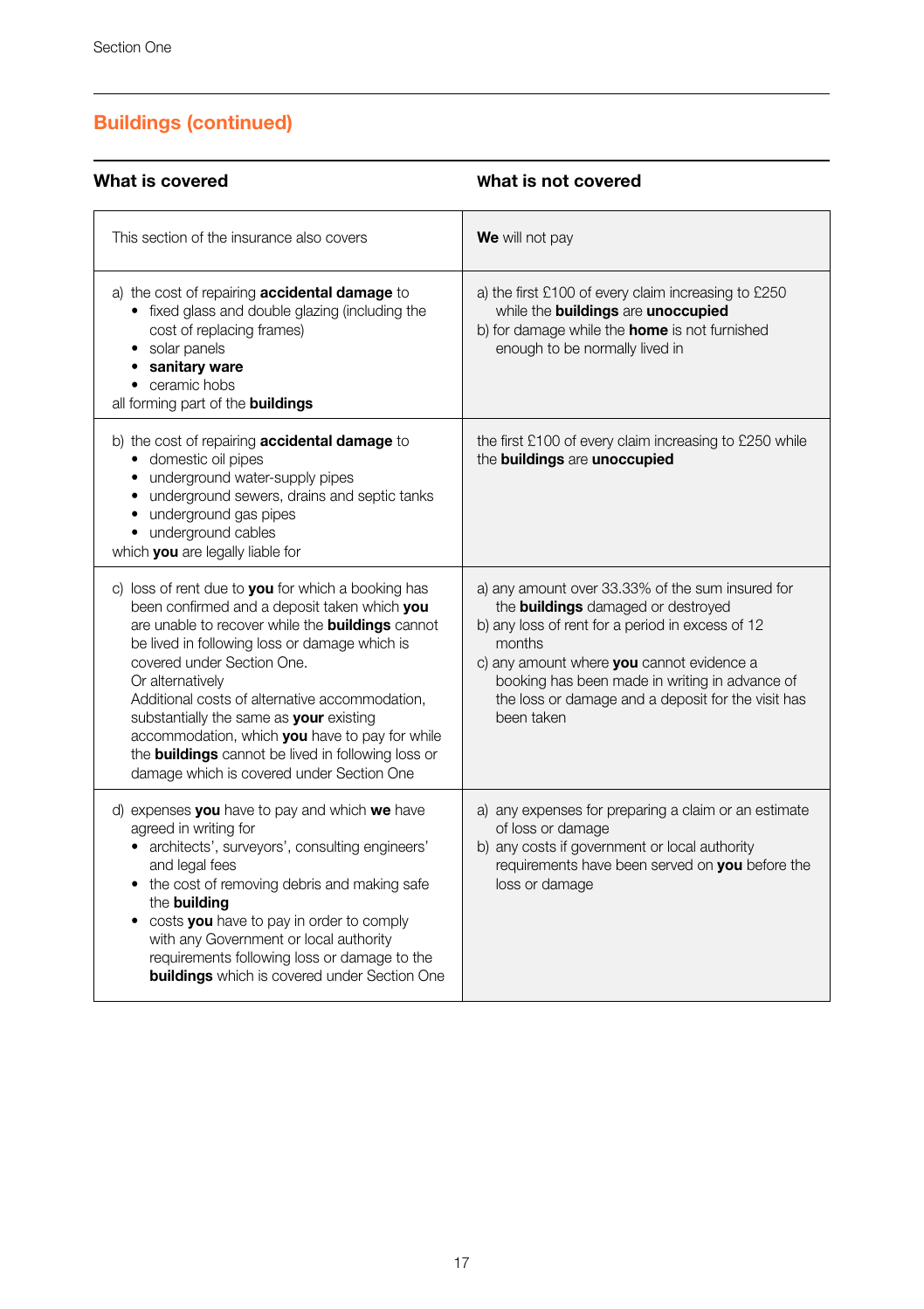## Buildings (continued)

| What is covered | What is not covered |
|---|---|
| This section of the insurance also covers | **We** will not pay |
| a) the cost of repairing **accidental damage** to<br>• fixed glass and double glazing (including the cost of replacing frames)<br>• solar panels<br>• **sanitary ware**<br>• ceramic hobs<br>all forming part of the **buildings** | a) the first £100 of every claim increasing to £250 while the **buildings** are **unoccupied**<br>b) for damage while the **home** is not furnished enough to be normally lived in |
| b) the cost of repairing **accidental damage** to<br>• domestic oil pipes<br>• underground water-supply pipes<br>• underground sewers, drains and septic tanks<br>• underground gas pipes<br>• underground cables<br>which **you** are legally liable for | the first £100 of every claim increasing to £250 while the **buildings** are **unoccupied** |
| c) loss of rent due to **you** for which a booking has been confirmed and a deposit taken which **you** are unable to recover while the **buildings** cannot be lived in following loss or damage which is covered under Section One.<br>Or alternatively<br>Additional costs of alternative accommodation, substantially the same as **your** existing accommodation, which **you** have to pay for while the **buildings** cannot be lived in following loss or damage which is covered under Section One | a) any amount over 33.33% of the sum insured for the **buildings** damaged or destroyed<br>b) any loss of rent for a period in excess of 12 months<br>c) any amount where **you** cannot evidence a booking has been made in writing in advance of the loss or damage and a deposit for the visit has been taken |
| d) expenses **you** have to pay and which **we** have agreed in writing for<br>• architects', surveyors', consulting engineers' and legal fees<br>• the cost of removing debris and making safe the **building**<br>• costs **you** have to pay in order to comply with any Government or local authority requirements following loss or damage to the **buildings** which is covered under Section One | a) any expenses for preparing a claim or an estimate of loss or damage<br>b) any costs if government or local authority requirements have been served on **you** before the loss or damage |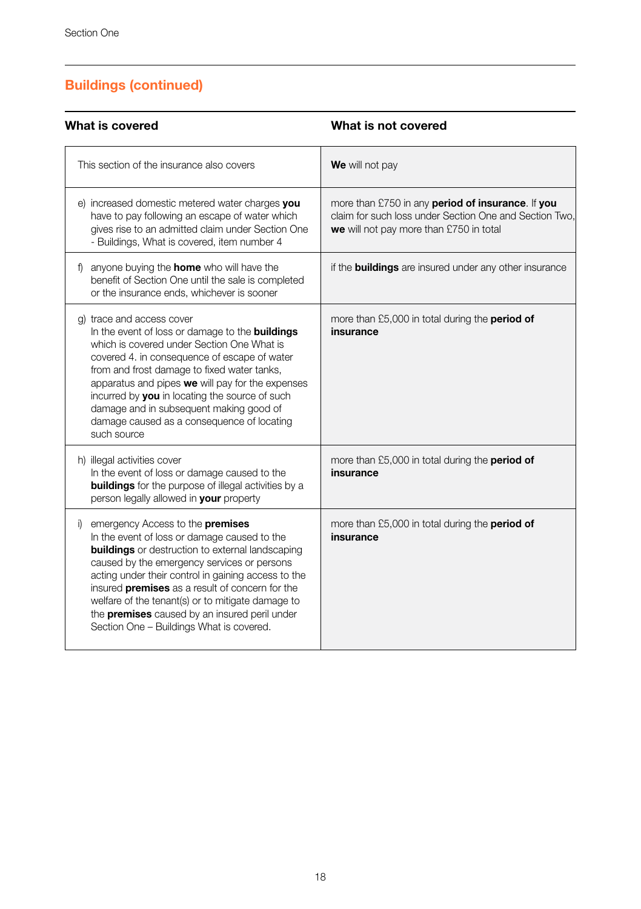## Buildings (continued)

| What is covered | What is not covered |
|---|---|
| This section of the insurance also covers | **We** will not pay |
| e) increased domestic metered water charges **you** have to pay following an escape of water which gives rise to an admitted claim under Section One - Buildings, What is covered, item number 4 | more than £750 in any **period of insurance**. If **you** claim for such loss under Section One and Section Two, **we** will not pay more than £750 in total |
| f) anyone buying the **home** who will have the benefit of Section One until the sale is completed or the insurance ends, whichever is sooner | if the **buildings** are insured under any other insurance |
| g) trace and access cover<br>In the event of loss or damage to the **buildings** which is covered under Section One What is covered 4. in consequence of escape of water from and frost damage to fixed water tanks, apparatus and pipes **we** will pay for the expenses incurred by **you** in locating the source of such damage and in subsequent making good of damage caused as a consequence of locating such source | more than £5,000 in total during the **period of insurance** |
| h) illegal activities cover<br>In the event of loss or damage caused to the **buildings** for the purpose of illegal activities by a person legally allowed in **your** property | more than £5,000 in total during the **period of insurance** |
| i) emergency Access to the **premises**<br>In the event of loss or damage caused to the **buildings** or destruction to external landscaping caused by the emergency services or persons acting under their control in gaining access to the insured **premises** as a result of concern for the welfare of the tenant(s) or to mitigate damage to the **premises** caused by an insured peril under Section One – Buildings What is covered. | more than £5,000 in total during the **period of insurance** |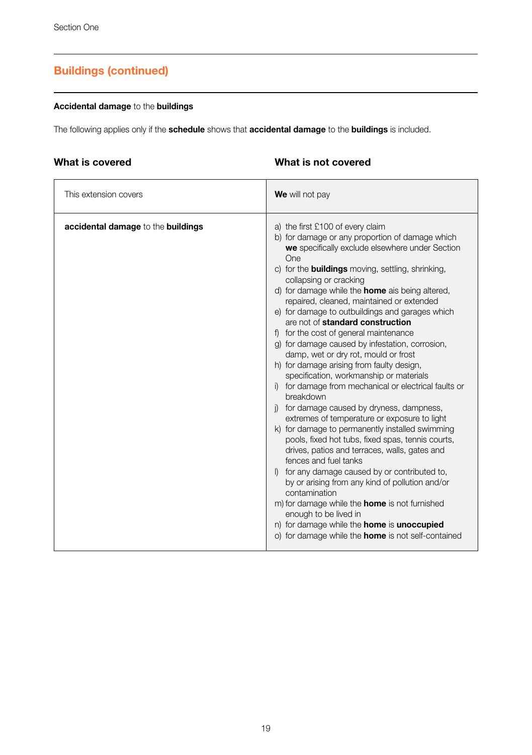Section One

## Buildings (continued)

**Accidental damage** to the **buildings**

The following applies only if the **schedule** shows that **accidental damage** to the **buildings** is included.

| What is covered | What is not covered |
|---|---|
| This extension covers | **We** will not pay |
| **accidental damage** to the **buildings** | a) the first £100 of every claim<br>b) for damage or any proportion of damage which **we** specifically exclude elsewhere under Section One<br>c) for the **buildings** moving, settling, shrinking, collapsing or cracking<br>d) for damage while the **home** ais being altered, repaired, cleaned, maintained or extended<br>e) for damage to outbuildings and garages which are not of **standard construction**<br>f) for the cost of general maintenance<br>g) for damage caused by infestation, corrosion, damp, wet or dry rot, mould or frost<br>h) for damage arising from faulty design, specification, workmanship or materials<br>i) for damage from mechanical or electrical faults or breakdown<br>j) for damage caused by dryness, dampness, extremes of temperature or exposure to light<br>k) for damage to permanently installed swimming pools, fixed hot tubs, fixed spas, tennis courts, drives, patios and terraces, walls, gates and fences and fuel tanks<br>l) for any damage caused by or contributed to, by or arising from any kind of pollution and/or contamination<br>m) for damage while the **home** is not furnished enough to be lived in<br>n) for damage while the **home** is **unoccupied**<br>o) for damage while the **home** is not self-contained |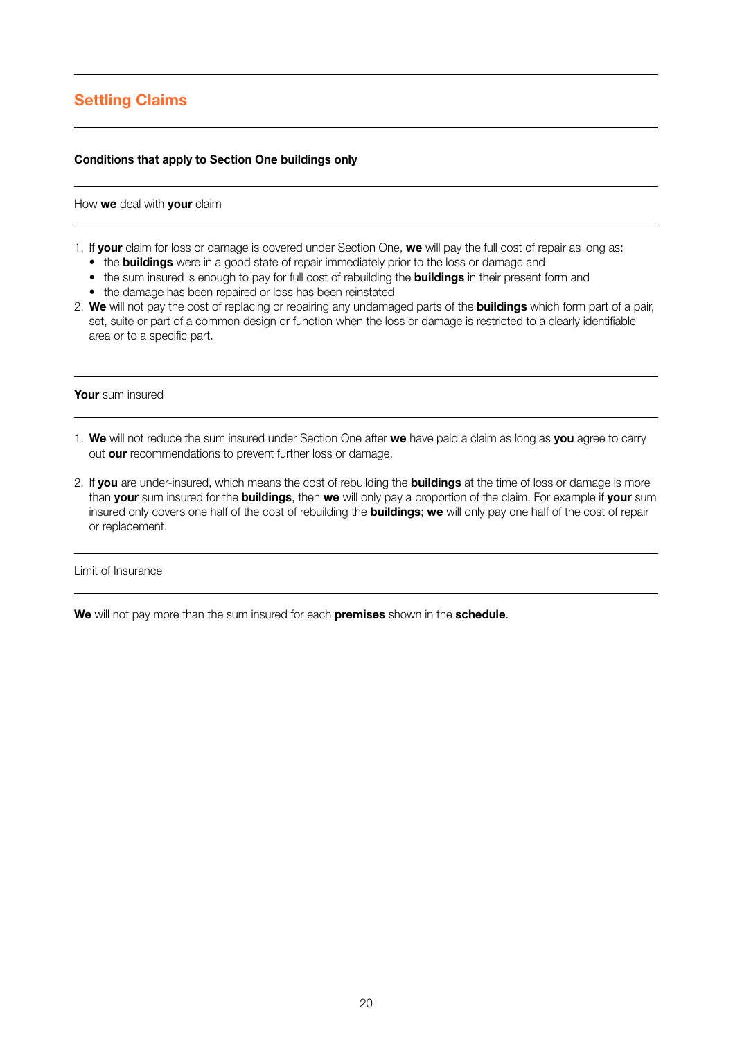## Settling Claims

**Conditions that apply to Section One buildings only**

How **we** deal with **your** claim

1. If **your** claim for loss or damage is covered under Section One, **we** will pay the full cost of repair as long as:
   - the **buildings** were in a good state of repair immediately prior to the loss or damage and
   - the sum insured is enough to pay for full cost of rebuilding the **buildings** in their present form and
   - the damage has been repaired or loss has been reinstated
2. **We** will not pay the cost of replacing or repairing any undamaged parts of the **buildings** which form part of a pair, set, suite or part of a common design or function when the loss or damage is restricted to a clearly identifiable area or to a specific part.

**Your** sum insured

1. **We** will not reduce the sum insured under Section One after **we** have paid a claim as long as **you** agree to carry out **our** recommendations to prevent further loss or damage.

2. If **you** are under-insured, which means the cost of rebuilding the **buildings** at the time of loss or damage is more than **your** sum insured for the **buildings**, then **we** will only pay a proportion of the claim. For example if **your** sum insured only covers one half of the cost of rebuilding the **buildings**; **we** will only pay one half of the cost of repair or replacement.

Limit of Insurance

**We** will not pay more than the sum insured for each **premises** shown in the **schedule**.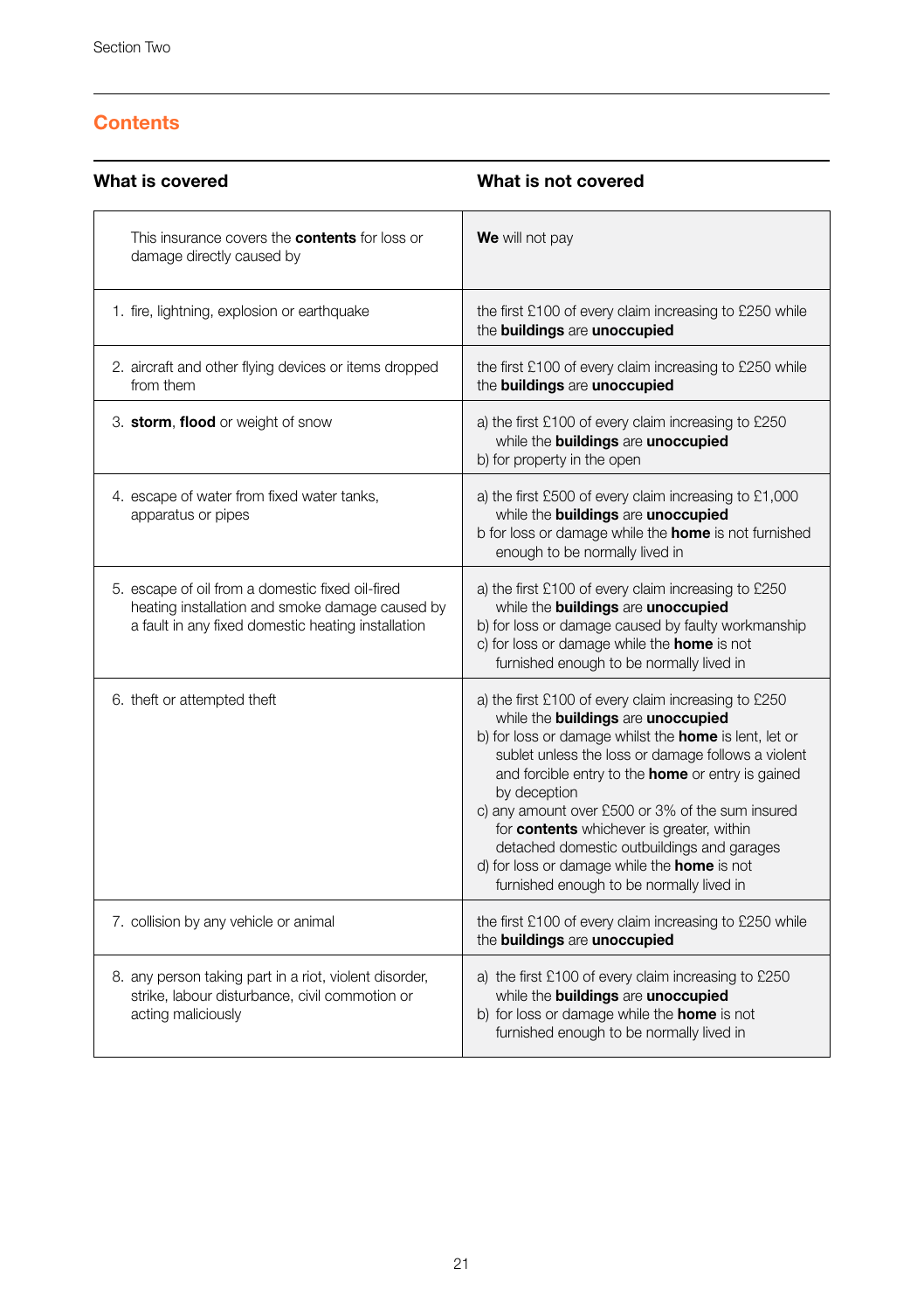## Contents

| What is covered | What is not covered |
|---|---|
| This insurance covers the **contents** for loss or damage directly caused by | **We** will not pay |
| 1. fire, lightning, explosion or earthquake | the first £100 of every claim increasing to £250 while the **buildings** are **unoccupied** |
| 2. aircraft and other flying devices or items dropped from them | the first £100 of every claim increasing to £250 while the **buildings** are **unoccupied** |
| 3. **storm**, **flood** or weight of snow | a) the first £100 of every claim increasing to £250 while the **buildings** are **unoccupied**<br>b) for property in the open |
| 4. escape of water from fixed water tanks, apparatus or pipes | a) the first £500 of every claim increasing to £1,000 while the **buildings** are **unoccupied**<br>b for loss or damage while the **home** is not furnished enough to be normally lived in |
| 5. escape of oil from a domestic fixed oil-fired heating installation and smoke damage caused by a fault in any fixed domestic heating installation | a) the first £100 of every claim increasing to £250 while the **buildings** are **unoccupied**<br>b) for loss or damage caused by faulty workmanship<br>c) for loss or damage while the **home** is not furnished enough to be normally lived in |
| 6. theft or attempted theft | a) the first £100 of every claim increasing to £250 while the **buildings** are **unoccupied**<br>b) for loss or damage whilst the **home** is lent, let or sublet unless the loss or damage follows a violent and forcible entry to the **home** or entry is gained by deception<br>c) any amount over £500 or 3% of the sum insured for **contents** whichever is greater, within detached domestic outbuildings and garages<br>d) for loss or damage while the **home** is not furnished enough to be normally lived in |
| 7. collision by any vehicle or animal | the first £100 of every claim increasing to £250 while the **buildings** are **unoccupied** |
| 8. any person taking part in a riot, violent disorder, strike, labour disturbance, civil commotion or acting maliciously | a) the first £100 of every claim increasing to £250 while the **buildings** are **unoccupied**<br>b) for loss or damage while the **home** is not furnished enough to be normally lived in |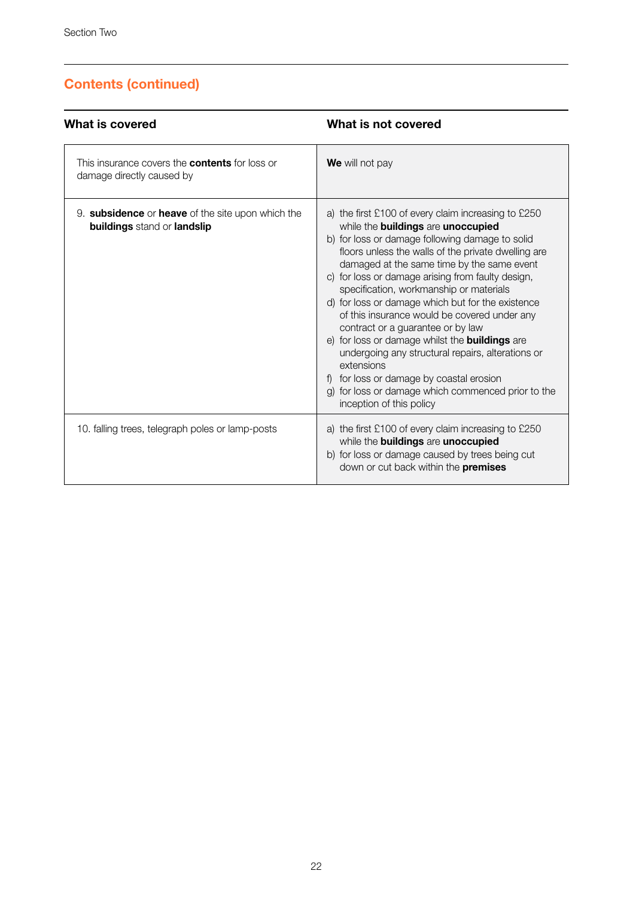## Contents (continued)

| What is covered | What is not covered |
|---|---|
| This insurance covers the **contents** for loss or damage directly caused by | **We** will not pay |
| 9. **subsidence** or **heave** of the site upon which the **buildings** stand or **landslip** | a) the first £100 of every claim increasing to £250 while the **buildings** are **unoccupied**<br>b) for loss or damage following damage to solid floors unless the walls of the private dwelling are damaged at the same time by the same event<br>c) for loss or damage arising from faulty design, specification, workmanship or materials<br>d) for loss or damage which but for the existence of this insurance would be covered under any contract or a guarantee or by law<br>e) for loss or damage whilst the **buildings** are undergoing any structural repairs, alterations or extensions<br>f) for loss or damage by coastal erosion<br>g) for loss or damage which commenced prior to the inception of this policy |
| 10. falling trees, telegraph poles or lamp-posts | a) the first £100 of every claim increasing to £250 while the **buildings** are **unoccupied**<br>b) for loss or damage caused by trees being cut down or cut back within the **premises** |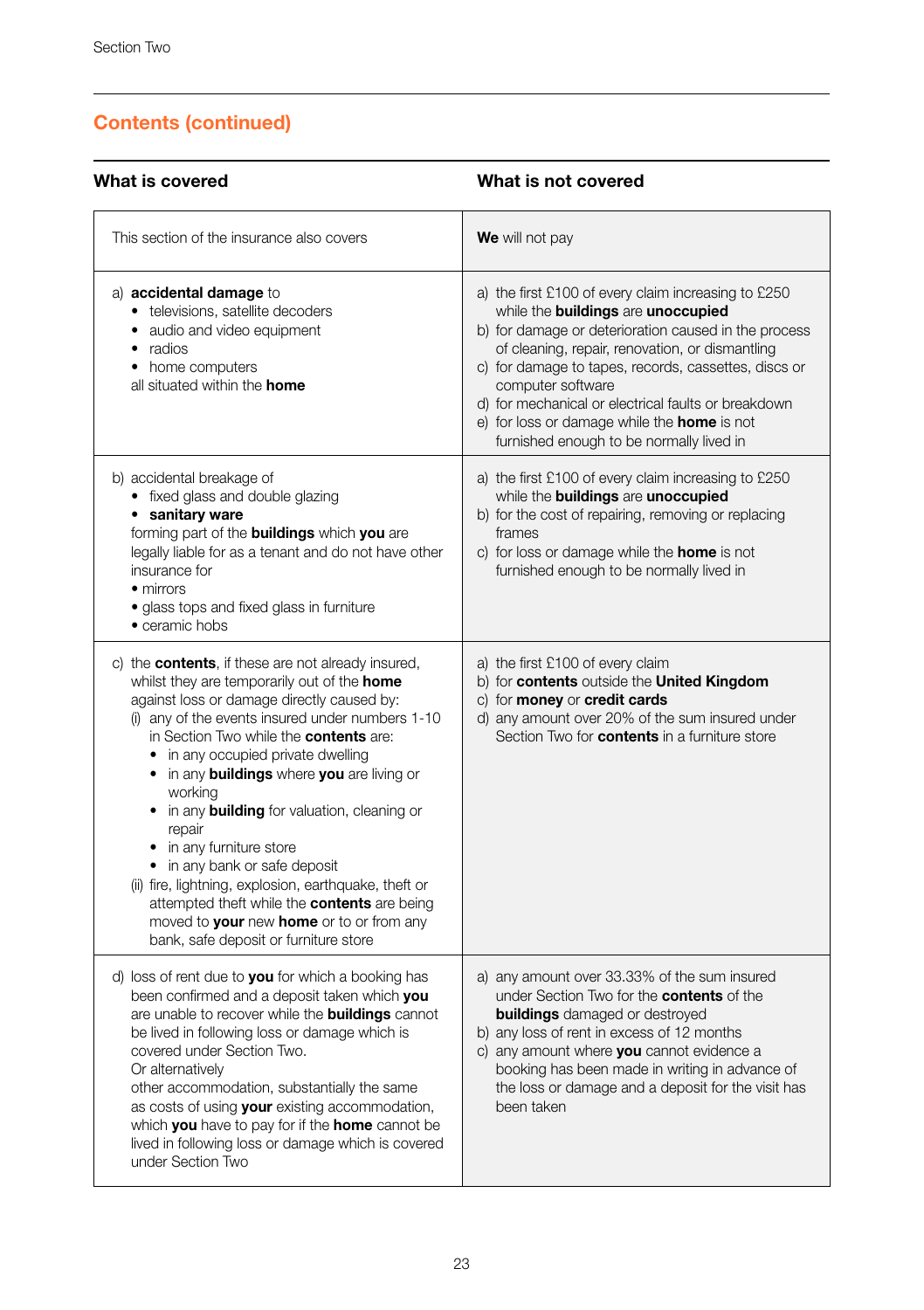## Contents (continued)

| What is covered | What is not covered |
|---|---|
| This section of the insurance also covers | **We** will not pay |
| a) **accidental damage** to<br>• televisions, satellite decoders<br>• audio and video equipment<br>• radios<br>• home computers<br>all situated within the **home** | a) the first £100 of every claim increasing to £250 while the **buildings** are **unoccupied**<br>b) for damage or deterioration caused in the process of cleaning, repair, renovation, or dismantling<br>c) for damage to tapes, records, cassettes, discs or computer software<br>d) for mechanical or electrical faults or breakdown<br>e) for loss or damage while the **home** is not furnished enough to be normally lived in |
| b) accidental breakage of<br>• fixed glass and double glazing<br>• **sanitary ware**<br>forming part of the **buildings** which **you** are legally liable for as a tenant and do not have other insurance for<br>• mirrors<br>• glass tops and fixed glass in furniture<br>• ceramic hobs | a) the first £100 of every claim increasing to £250 while the **buildings** are **unoccupied**<br>b) for the cost of repairing, removing or replacing frames<br>c) for loss or damage while the **home** is not furnished enough to be normally lived in |
| c) the **contents**, if these are not already insured, whilst they are temporarily out of the **home** against loss or damage directly caused by:<br>(i) any of the events insured under numbers 1-10 in Section Two while the **contents** are:<br>• in any occupied private dwelling<br>• in any **buildings** where **you** are living or working<br>• in any **building** for valuation, cleaning or repair<br>• in any furniture store<br>• in any bank or safe deposit<br>(ii) fire, lightning, explosion, earthquake, theft or attempted theft while the **contents** are being moved to **your** new **home** or to or from any bank, safe deposit or furniture store | a) the first £100 of every claim<br>b) for **contents** outside the **United Kingdom**<br>c) for **money** or **credit cards**<br>d) any amount over 20% of the sum insured under Section Two for **contents** in a furniture store |
| d) loss of rent due to **you** for which a booking has been confirmed and a deposit taken which **you** are unable to recover while the **buildings** cannot be lived in following loss or damage which is covered under Section Two.<br>Or alternatively<br>other accommodation, substantially the same as costs of using **your** existing accommodation, which **you** have to pay for if the **home** cannot be lived in following loss or damage which is covered under Section Two | a) any amount over 33.33% of the sum insured under Section Two for the **contents** of the **buildings** damaged or destroyed<br>b) any loss of rent in excess of 12 months<br>c) any amount where **you** cannot evidence a booking has been made in writing in advance of the loss or damage and a deposit for the visit has been taken |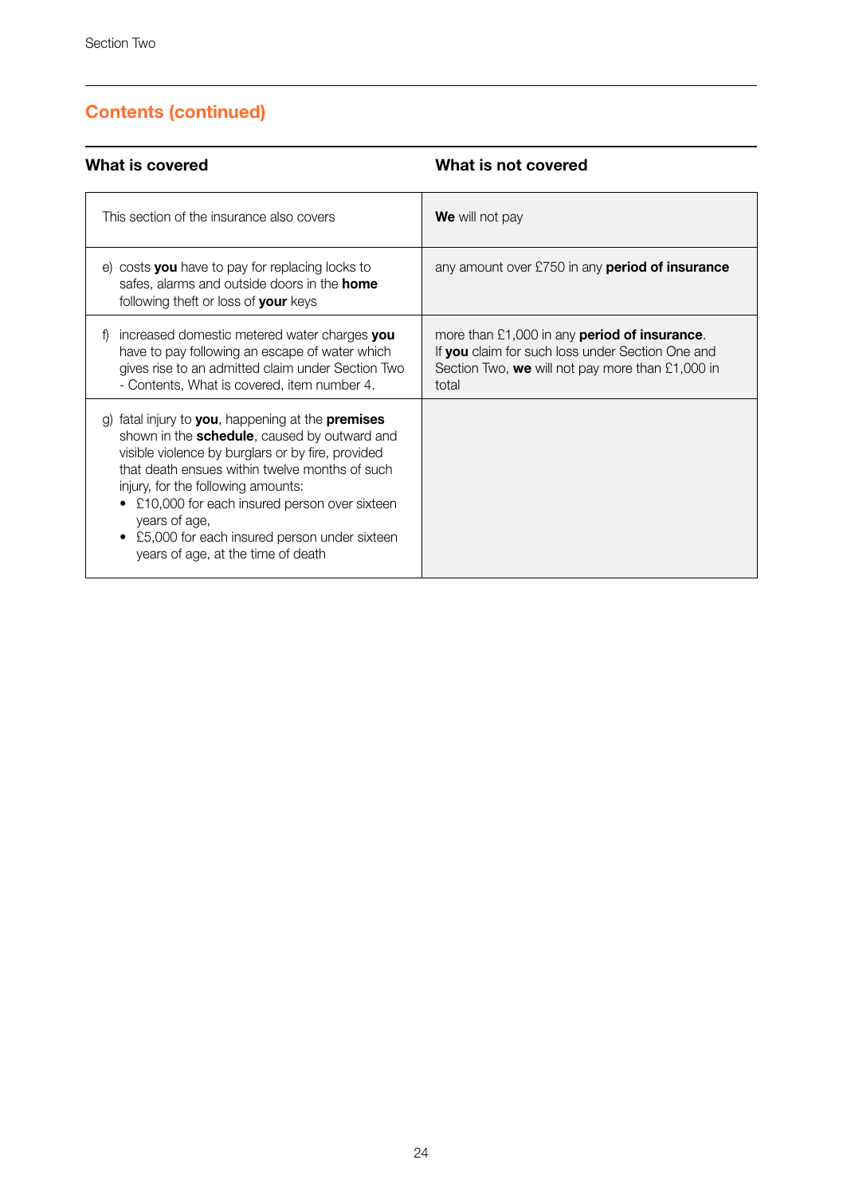## Contents (continued)

| What is covered | What is not covered |
|---|---|
| This section of the insurance also covers | **We** will not pay |
| e) costs **you** have to pay for replacing locks to safes, alarms and outside doors in the **home** following theft or loss of **your** keys | any amount over £750 in any **period of insurance** |
| f) increased domestic metered water charges **you** have to pay following an escape of water which gives rise to an admitted claim under Section Two - Contents, What is covered, item number 4. | more than £1,000 in any **period of insurance**. If **you** claim for such loss under Section One and Section Two, **we** will not pay more than £1,000 in total |
| g) fatal injury to **you**, happening at the **premises** shown in the **schedule**, caused by outward and visible violence by burglars or by fire, provided that death ensues within twelve months of such injury, for the following amounts:<br>• £10,000 for each insured person over sixteen years of age,<br>• £5,000 for each insured person under sixteen years of age, at the time of death | |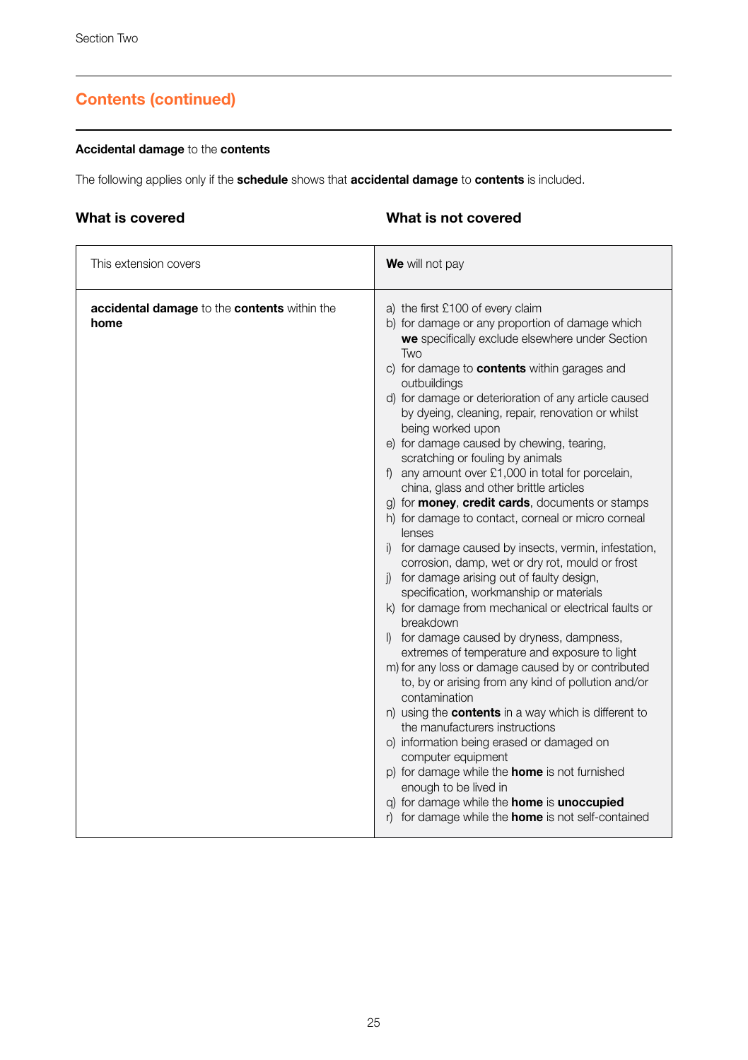## Contents (continued)

### **Accidental damage** to the **contents**

The following applies only if the **schedule** shows that **accidental damage** to **contents** is included.

| What is covered | What is not covered |
|---|---|
| This extension covers | **We** will not pay |
| **accidental damage** to the **contents** within the **home** | a) the first £100 of every claim<br>b) for damage or any proportion of damage which **we** specifically exclude elsewhere under Section Two<br>c) for damage to **contents** within garages and outbuildings<br>d) for damage or deterioration of any article caused by dyeing, cleaning, repair, renovation or whilst being worked upon<br>e) for damage caused by chewing, tearing, scratching or fouling by animals<br>f) any amount over £1,000 in total for porcelain, china, glass and other brittle articles<br>g) for **money**, **credit cards**, documents or stamps<br>h) for damage to contact, corneal or micro corneal lenses<br>i) for damage caused by insects, vermin, infestation, corrosion, damp, wet or dry rot, mould or frost<br>j) for damage arising out of faulty design, specification, workmanship or materials<br>k) for damage from mechanical or electrical faults or breakdown<br>l) for damage caused by dryness, dampness, extremes of temperature and exposure to light<br>m) for any loss or damage caused by or contributed to, by or arising from any kind of pollution and/or contamination<br>n) using the **contents** in a way which is different to the manufacturers instructions<br>o) information being erased or damaged on computer equipment<br>p) for damage while the **home** is not furnished enough to be lived in<br>q) for damage while the **home** is **unoccupied**<br>r) for damage while the **home** is not self-contained |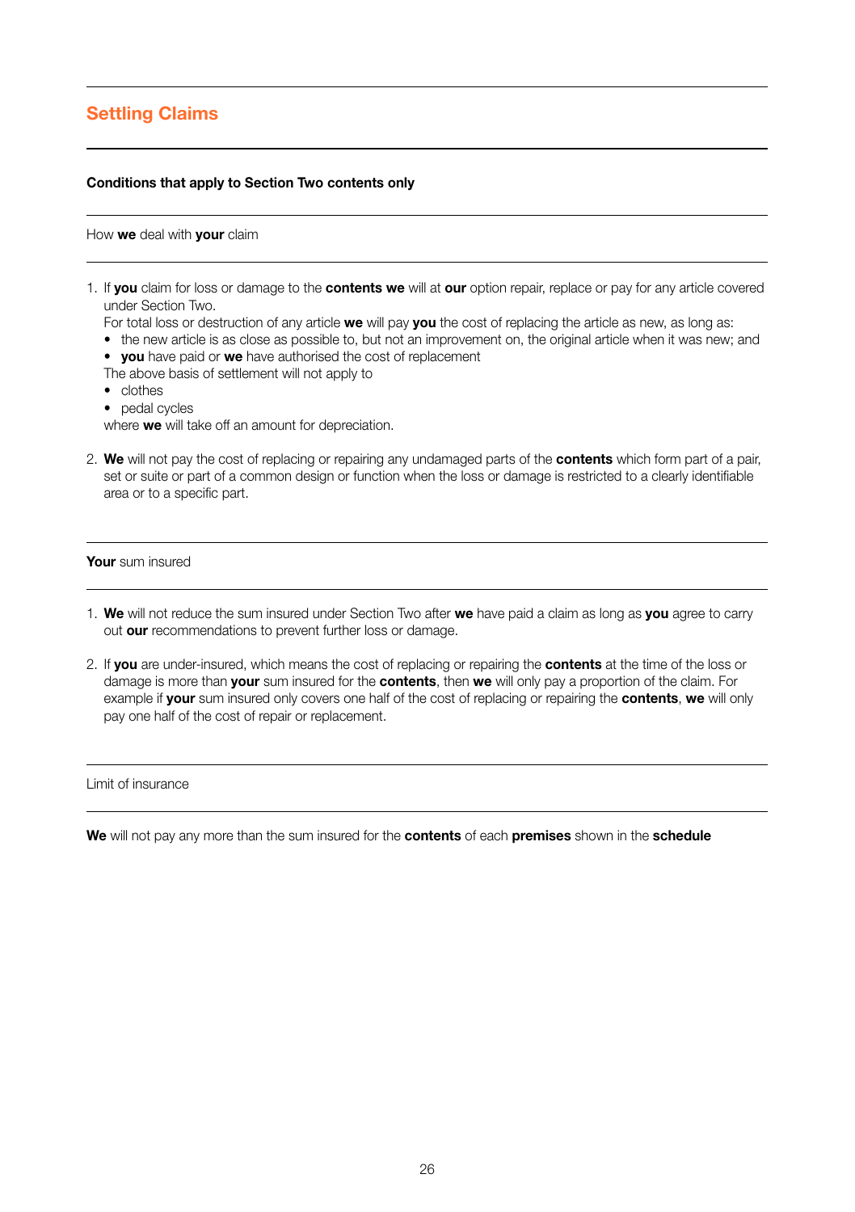## Settling Claims

**Conditions that apply to Section Two contents only**

How **we** deal with **your** claim

1. If **you** claim for loss or damage to the **contents we** will at **our** option repair, replace or pay for any article covered under Section Two.
   For total loss or destruction of any article **we** will pay **you** the cost of replacing the article as new, as long as:
   - the new article is as close as possible to, but not an improvement on, the original article when it was new; and
   - **you** have paid or **we** have authorised the cost of replacement

   The above basis of settlement will not apply to
   - clothes
   - pedal cycles

   where **we** will take off an amount for depreciation.

2. **We** will not pay the cost of replacing or repairing any undamaged parts of the **contents** which form part of a pair, set or suite or part of a common design or function when the loss or damage is restricted to a clearly identifiable area or to a specific part.

**Your** sum insured

1. **We** will not reduce the sum insured under Section Two after **we** have paid a claim as long as **you** agree to carry out **our** recommendations to prevent further loss or damage.

2. If **you** are under-insured, which means the cost of replacing or repairing the **contents** at the time of the loss or damage is more than **your** sum insured for the **contents**, then **we** will only pay a proportion of the claim. For example if **your** sum insured only covers one half of the cost of replacing or repairing the **contents**, **we** will only pay one half of the cost of repair or replacement.

Limit of insurance

**We** will not pay any more than the sum insured for the **contents** of each **premises** shown in the **schedule**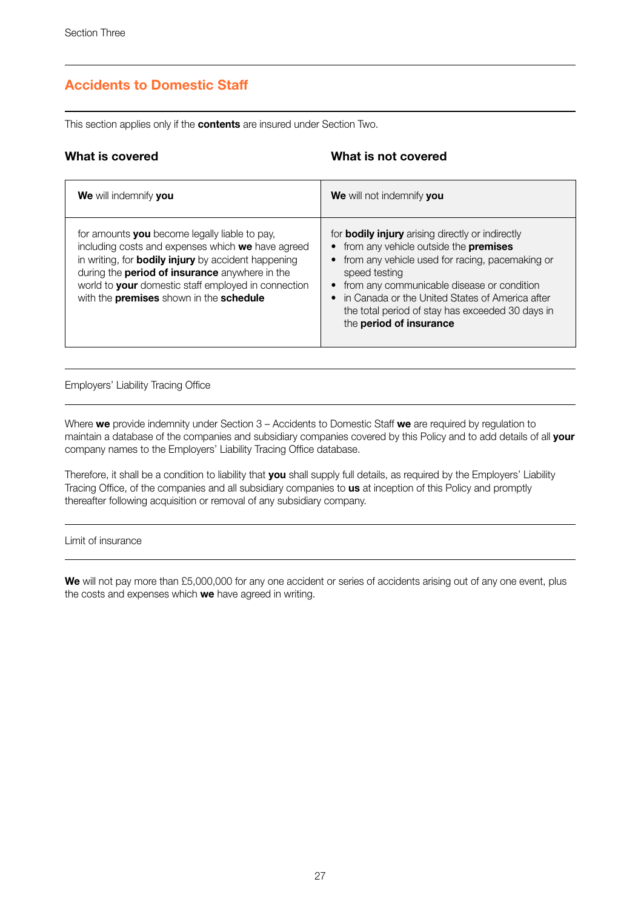Section Three

## Accidents to Domestic Staff

This section applies only if the **contents** are insured under Section Two.

| What is covered | What is not covered |
|---|---|
| **We** will indemnify **you** | **We** will not indemnify **you** |
| for amounts **you** become legally liable to pay, including costs and expenses which **we** have agreed in writing, for **bodily injury** by accident happening during the **period of insurance** anywhere in the world to **your** domestic staff employed in connection with the **premises** shown in the **schedule** | for **bodily injury** arising directly or indirectly<br>• from any vehicle outside the **premises**<br>• from any vehicle used for racing, pacemaking or speed testing<br>• from any communicable disease or condition<br>• in Canada or the United States of America after the total period of stay has exceeded 30 days in the **period of insurance** |

### Employers' Liability Tracing Office

Where **we** provide indemnity under Section 3 – Accidents to Domestic Staff **we** are required by regulation to maintain a database of the companies and subsidiary companies covered by this Policy and to add details of all **your** company names to the Employers' Liability Tracing Office database.

Therefore, it shall be a condition to liability that **you** shall supply full details, as required by the Employers' Liability Tracing Office, of the companies and all subsidiary companies to **us** at inception of this Policy and promptly thereafter following acquisition or removal of any subsidiary company.

### Limit of insurance

**We** will not pay more than £5,000,000 for any one accident or series of accidents arising out of any one event, plus the costs and expenses which **we** have agreed in writing.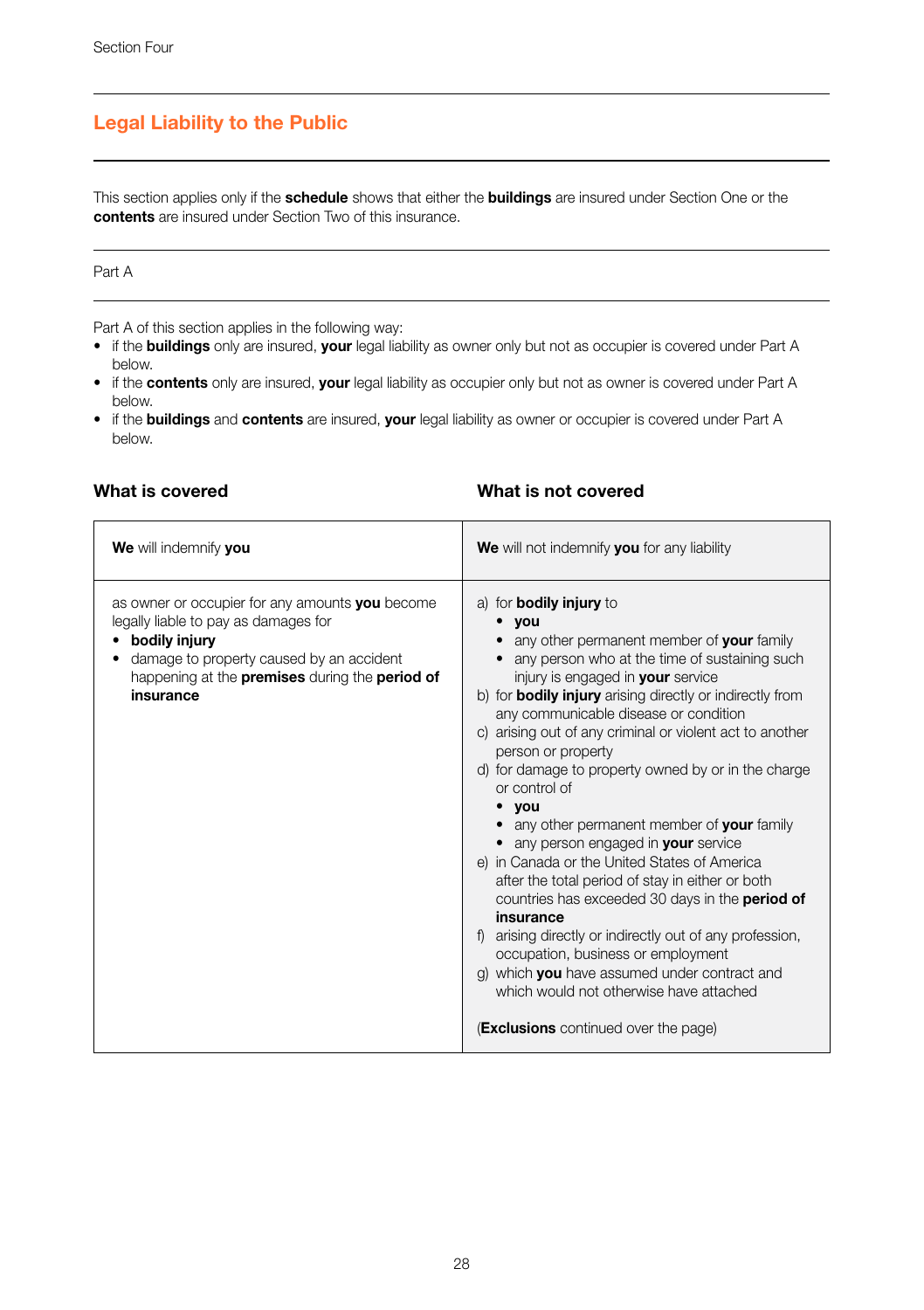Section Four

## Legal Liability to the Public

This section applies only if the **schedule** shows that either the **buildings** are insured under Section One or the **contents** are insured under Section Two of this insurance.

### Part A

Part A of this section applies in the following way:

- if the **buildings** only are insured, **your** legal liability as owner only but not as occupier is covered under Part A below.
- if the **contents** only are insured, **your** legal liability as occupier only but not as owner is covered under Part A below.
- if the **buildings** and **contents** are insured, **your** legal liability as owner or occupier is covered under Part A below.

| What is covered | What is not covered |
| --- | --- |
| **We** will indemnify **you** | **We** will not indemnify **you** for any liability |
| as owner or occupier for any amounts **you** become legally liable to pay as damages for<br>• **bodily injury**<br>• damage to property caused by an accident happening at the **premises** during the **period of insurance** | a) for **bodily injury** to<br>• **you**<br>• any other permanent member of **your** family<br>• any person who at the time of sustaining such injury is engaged in **your** service<br>b) for **bodily injury** arising directly or indirectly from any communicable disease or condition<br>c) arising out of any criminal or violent act to another person or property<br>d) for damage to property owned by or in the charge or control of<br>• **you**<br>• any other permanent member of **your** family<br>• any person engaged in **your** service<br>e) in Canada or the United States of America after the total period of stay in either or both countries has exceeded 30 days in the **period of insurance**<br>f) arising directly or indirectly out of any profession, occupation, business or employment<br>g) which **you** have assumed under contract and which would not otherwise have attached<br><br>(**Exclusions** continued over the page) |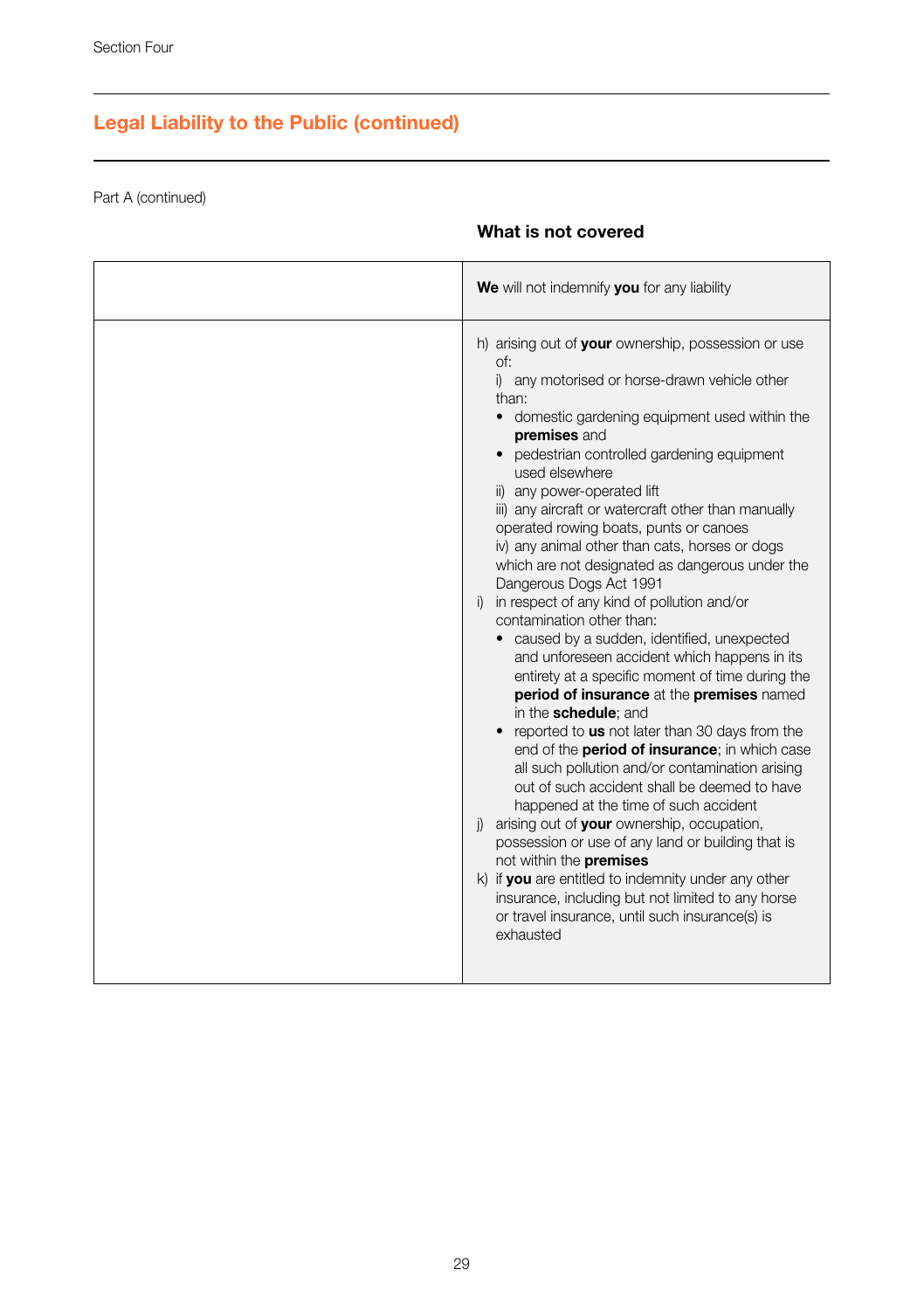## Legal Liability to the Public (continued)

Part A (continued)

| | **What is not covered** |
|---|---|
| | **We** will not indemnify **you** for any liability |
| | h) arising out of **your** ownership, possession or use of:<br>i) any motorised or horse-drawn vehicle other than:<br>• domestic gardening equipment used within the **premises** and<br>• pedestrian controlled gardening equipment used elsewhere<br>ii) any power-operated lift<br>iii) any aircraft or watercraft other than manually operated rowing boats, punts or canoes<br>iv) any animal other than cats, horses or dogs which are not designated as dangerous under the Dangerous Dogs Act 1991<br>i) in respect of any kind of pollution and/or contamination other than:<br>• caused by a sudden, identified, unexpected and unforeseen accident which happens in its entirety at a specific moment of time during the **period of insurance** at the **premises** named in the **schedule**; and<br>• reported to **us** not later than 30 days from the end of the **period of insurance**; in which case all such pollution and/or contamination arising out of such accident shall be deemed to have happened at the time of such accident<br>j) arising out of **your** ownership, occupation, possession or use of any land or building that is not within the **premises**<br>k) if **you** are entitled to indemnity under any other insurance, including but not limited to any horse or travel insurance, until such insurance(s) is exhausted |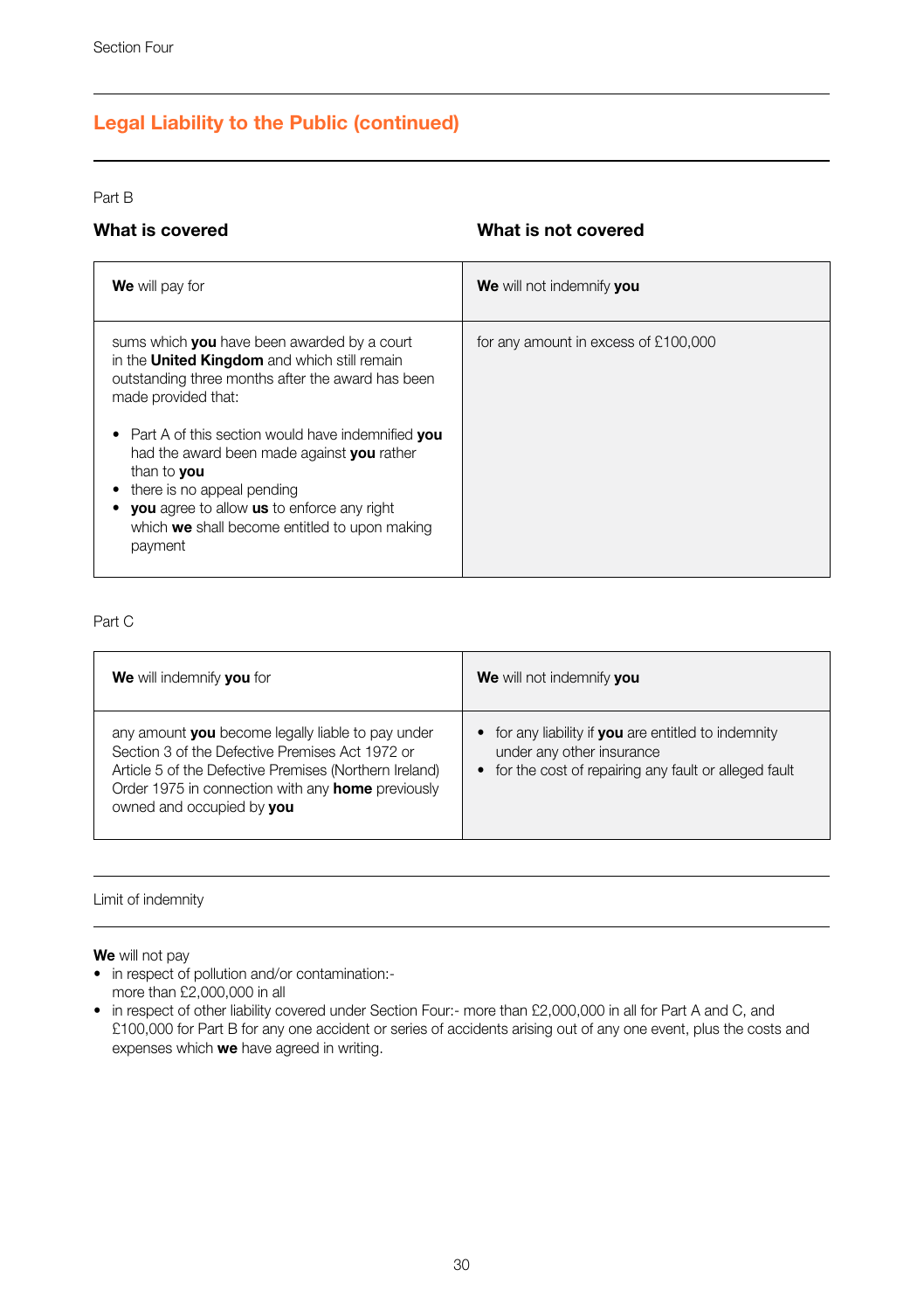"Section Four" is a running header — omit.

## Legal Liability to the Public (continued)

Part B

| What is covered | What is not covered |
|---|---|
| **We** will pay for | **We** will not indemnify **you** |
| sums which **you** have been awarded by a court in the **United Kingdom** and which still remain outstanding three months after the award has been made provided that:<br>• Part A of this section would have indemnified **you** had the award been made against **you** rather than to **you**<br>• there is no appeal pending<br>• **you** agree to allow **us** to enforce any right which **we** shall become entitled to upon making payment | for any amount in excess of £100,000 |

Part C

| **We** will indemnify **you** for | **We** will not indemnify **you** |
|---|---|
| any amount **you** become legally liable to pay under Section 3 of the Defective Premises Act 1972 or Article 5 of the Defective Premises (Northern Ireland) Order 1975 in connection with any **home** previously owned and occupied by **you** | • for any liability if **you** are entitled to indemnity under any other insurance<br>• for the cost of repairing any fault or alleged fault |

Limit of indemnity

**We** will not pay

- in respect of pollution and/or contamination:-
  more than £2,000,000 in all
- in respect of other liability covered under Section Four:- more than £2,000,000 in all for Part A and C, and £100,000 for Part B for any one accident or series of accidents arising out of any one event, plus the costs and expenses which **we** have agreed in writing.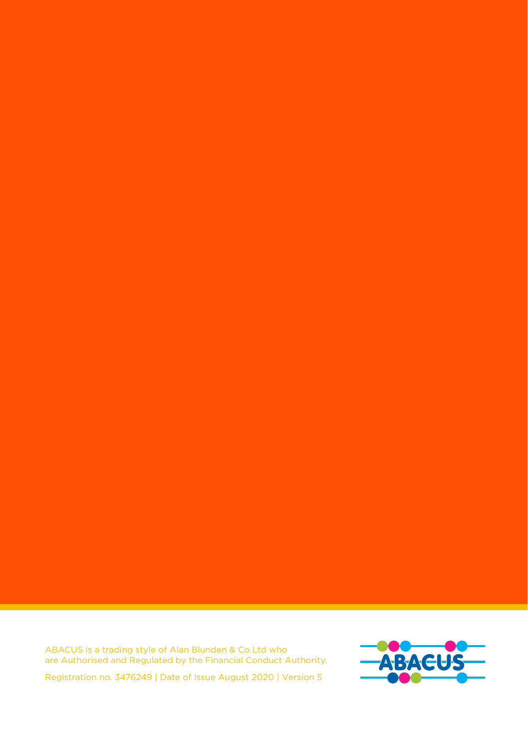ABACUS is a trading style of Alan Blunden & Co Ltd who are Authorised and Regulated by the Financial Conduct Authority.

Registration no. 3476249 | Date of Issue August 2020 | Version 5

ABACUS